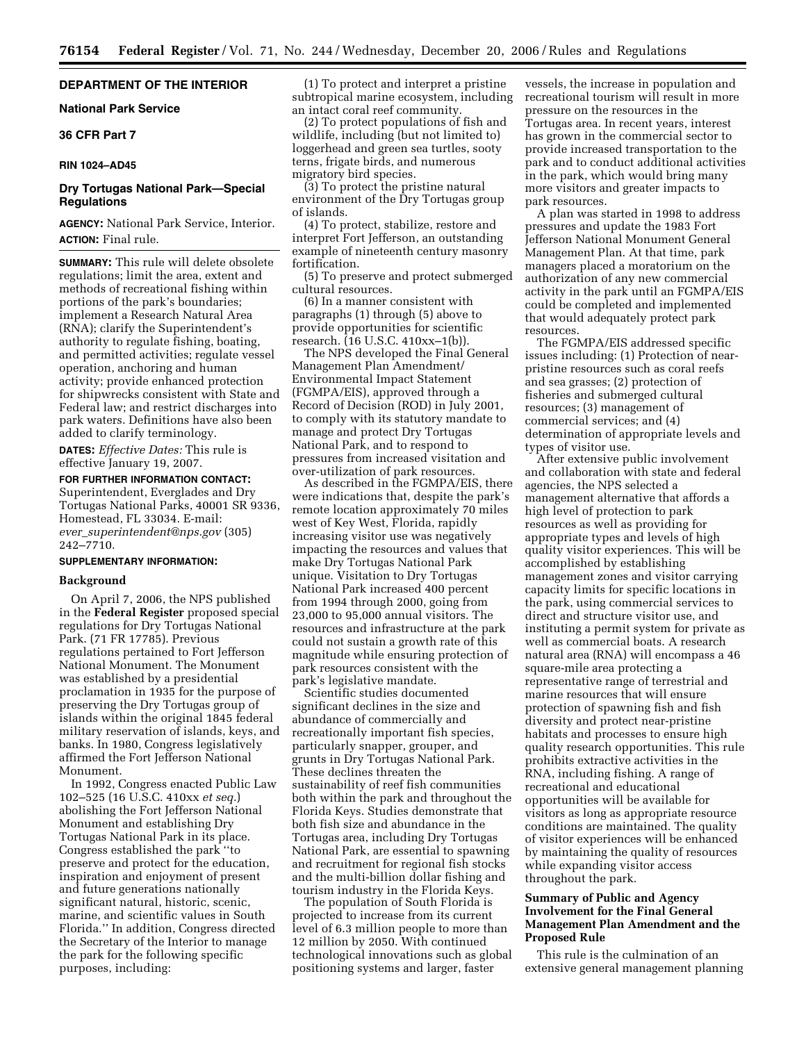## DEPARTMENT OF THE INTERIOR

### National Park Service

### 36 CFR Part 7

**RIN 1024–AD45**

### Dry Tortugas National Park—Special Regulations

**AGENCY:** National Park Service, Interior.

**ACTION:** Final rule.

**SUMMARY:** This rule will delete obsolete regulations; limit the area, extent and methods of recreational fishing within portions of the park's boundaries; implement a Research Natural Area (RNA); clarify the Superintendent's authority to regulate fishing, boating, and permitted activities; regulate vessel operation, anchoring and human activity; provide enhanced protection for shipwrecks consistent with State and Federal law; and restrict discharges into park waters. Definitions have also been added to clarify terminology.

**DATES:** *Effective Dates:* This rule is effective January 19, 2007.

**FOR FURTHER INFORMATION CONTACT:** Superintendent, Everglades and Dry Tortugas National Parks, 40001 SR 9336, Homestead, FL 33034. E-mail: *ever_superintendent@nps.gov* (305) 242–7710.

**SUPPLEMENTARY INFORMATION:**

**Background**

On April 7, 2006, the NPS published in the **Federal Register** proposed special regulations for Dry Tortugas National Park. (71 FR 17785). Previous regulations pertained to Fort Jefferson National Monument. The Monument was established by a presidential proclamation in 1935 for the purpose of preserving the Dry Tortugas group of islands within the original 1845 federal military reservation of islands, keys, and banks. In 1980, Congress legislatively affirmed the Fort Jefferson National Monument.

In 1992, Congress enacted Public Law 102–525 (16 U.S.C. 410xx *et seq.*) abolishing the Fort Jefferson National Monument and establishing Dry Tortugas National Park in its place. Congress established the park ''to preserve and protect for the education, inspiration and enjoyment of present and future generations nationally significant natural, historic, scenic, marine, and scientific values in South Florida.'' In addition, Congress directed the Secretary of the Interior to manage the park for the following specific purposes, including:

(1) To protect and interpret a pristine subtropical marine ecosystem, including an intact coral reef community.

(2) To protect populations of fish and wildlife, including (but not limited to) loggerhead and green sea turtles, sooty terns, frigate birds, and numerous migratory bird species.

(3) To protect the pristine natural environment of the Dry Tortugas group of islands.

(4) To protect, stabilize, restore and interpret Fort Jefferson, an outstanding example of nineteenth century masonry fortification.

(5) To preserve and protect submerged cultural resources.

(6) In a manner consistent with paragraphs (1) through (5) above to provide opportunities for scientific research. (16 U.S.C. 410xx–1(b)).

The NPS developed the Final General Management Plan Amendment/Environmental Impact Statement (FGMPA/EIS), approved through a Record of Decision (ROD) in July 2001, to comply with its statutory mandate to manage and protect Dry Tortugas National Park, and to respond to pressures from increased visitation and over-utilization of park resources.

As described in the FGMPA/EIS, there were indications that, despite the park's remote location approximately 70 miles west of Key West, Florida, rapidly increasing visitor use was negatively impacting the resources and values that make Dry Tortugas National Park unique. Visitation to Dry Tortugas National Park increased 400 percent from 1994 through 2000, going from 23,000 to 95,000 annual visitors. The resources and infrastructure at the park could not sustain a growth rate of this magnitude while ensuring protection of park resources consistent with the park's legislative mandate.

Scientific studies documented significant declines in the size and abundance of commercially and recreationally important fish species, particularly snapper, grouper, and grunts in Dry Tortugas National Park. These declines threaten the sustainability of reef fish communities both within the park and throughout the Florida Keys. Studies demonstrate that both fish size and abundance in the Tortugas area, including Dry Tortugas National Park, are essential to spawning and recruitment for regional fish stocks and the multi-billion dollar fishing and tourism industry in the Florida Keys.

The population of South Florida is projected to increase from its current level of 6.3 million people to more than 12 million by 2050. With continued technological innovations such as global positioning systems and larger, faster vessels, the increase in population and recreational tourism will result in more pressure on the resources in the Tortugas area. In recent years, interest has grown in the commercial sector to provide increased transportation to the park and to conduct additional activities in the park, which would bring many more visitors and greater impacts to park resources.

A plan was started in 1998 to address pressures and update the 1983 Fort Jefferson National Monument General Management Plan. At that time, park managers placed a moratorium on the authorization of any new commercial activity in the park until an FGMPA/EIS could be completed and implemented that would adequately protect park resources.

The FGMPA/EIS addressed specific issues including: (1) Protection of near-pristine resources such as coral reefs and sea grasses; (2) protection of fisheries and submerged cultural resources; (3) management of commercial services; and (4) determination of appropriate levels and types of visitor use.

After extensive public involvement and collaboration with state and federal agencies, the NPS selected a management alternative that affords a high level of protection to park resources as well as providing for appropriate types and levels of high quality visitor experiences. This will be accomplished by establishing management zones and visitor carrying capacity limits for specific locations in the park, using commercial services to direct and structure visitor use, and instituting a permit system for private as well as commercial boats. A research natural area (RNA) will encompass a 46 square-mile area protecting a representative range of terrestrial and marine resources that will ensure protection of spawning fish and fish diversity and protect near-pristine habitats and processes to ensure high quality research opportunities. This rule prohibits extractive activities in the RNA, including fishing. A range of recreational and educational opportunities will be available for visitors as long as appropriate resource conditions are maintained. The quality of visitor experiences will be enhanced by maintaining the quality of resources while expanding visitor access throughout the park.

**Summary of Public and Agency Involvement for the Final General Management Plan Amendment and the Proposed Rule**

This rule is the culmination of an extensive general management planning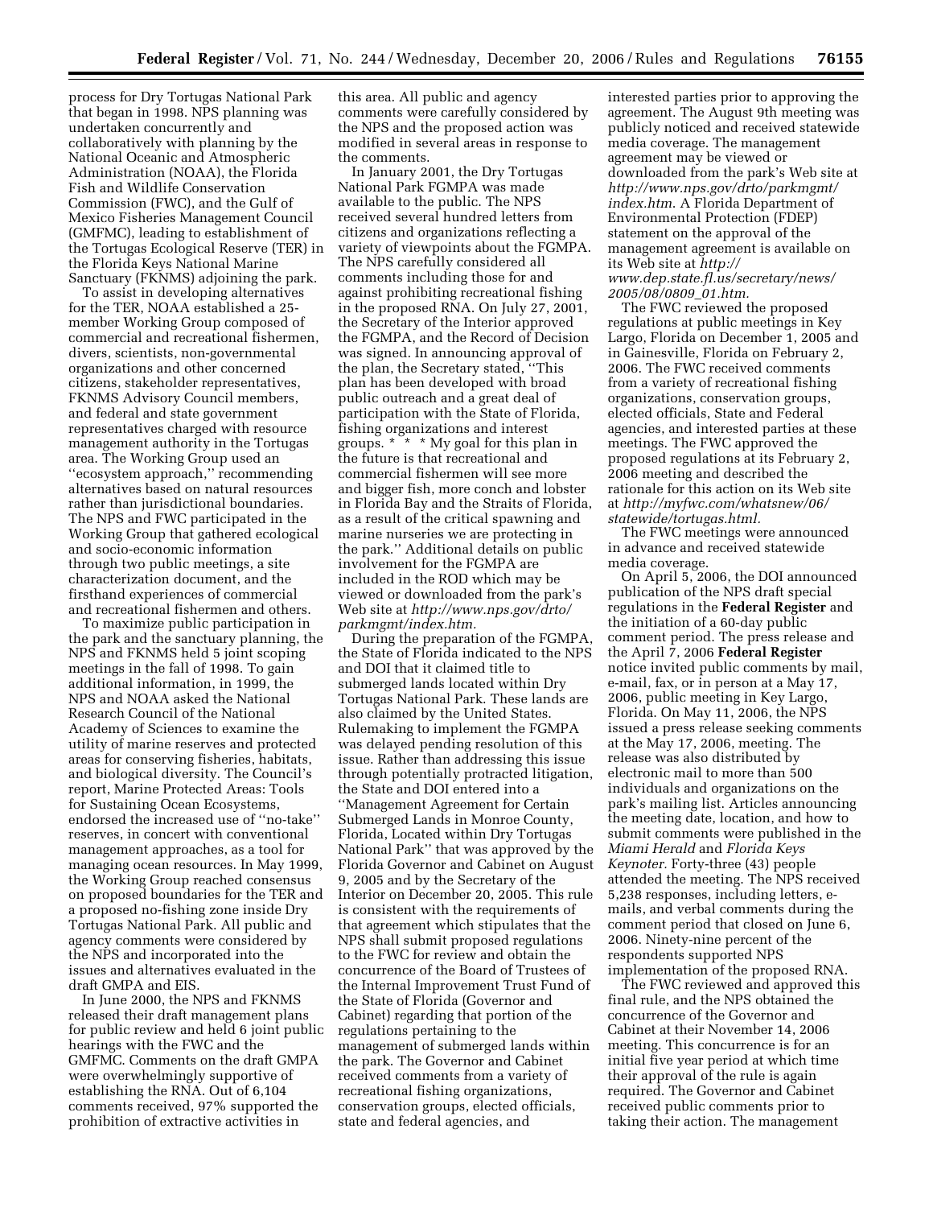process for Dry Tortugas National Park that began in 1998. NPS planning was undertaken concurrently and collaboratively with planning by the National Oceanic and Atmospheric Administration (NOAA), the Florida Fish and Wildlife Conservation Commission (FWC), and the Gulf of Mexico Fisheries Management Council (GMFMC), leading to establishment of the Tortugas Ecological Reserve (TER) in the Florida Keys National Marine Sanctuary (FKNMS) adjoining the park.

To assist in developing alternatives for the TER, NOAA established a 25-member Working Group composed of commercial and recreational fishermen, divers, scientists, non-governmental organizations and other concerned citizens, stakeholder representatives, FKNMS Advisory Council members, and federal and state government representatives charged with resource management authority in the Tortugas area. The Working Group used an ''ecosystem approach,'' recommending alternatives based on natural resources rather than jurisdictional boundaries. The NPS and FWC participated in the Working Group that gathered ecological and socio-economic information through two public meetings, a site characterization document, and the firsthand experiences of commercial and recreational fishermen and others.

To maximize public participation in the park and the sanctuary planning, the NPS and FKNMS held 5 joint scoping meetings in the fall of 1998. To gain additional information, in 1999, the NPS and NOAA asked the National Research Council of the National Academy of Sciences to examine the utility of marine reserves and protected areas for conserving fisheries, habitats, and biological diversity. The Council's report, Marine Protected Areas: Tools for Sustaining Ocean Ecosystems, endorsed the increased use of ''no-take'' reserves, in concert with conventional management approaches, as a tool for managing ocean resources. In May 1999, the Working Group reached consensus on proposed boundaries for the TER and a proposed no-fishing zone inside Dry Tortugas National Park. All public and agency comments were considered by the NPS and incorporated into the issues and alternatives evaluated in the draft GMPA and EIS.

In June 2000, the NPS and FKNMS released their draft management plans for public review and held 6 joint public hearings with the FWC and the GMFMC. Comments on the draft GMPA were overwhelmingly supportive of establishing the RNA. Out of 6,104 comments received, 97% supported the prohibition of extractive activities in this area. All public and agency comments were carefully considered by the NPS and the proposed action was modified in several areas in response to the comments.

In January 2001, the Dry Tortugas National Park FGMPA was made available to the public. The NPS received several hundred letters from citizens and organizations reflecting a variety of viewpoints about the FGMPA. The NPS carefully considered all comments including those for and against prohibiting recreational fishing in the proposed RNA. On July 27, 2001, the Secretary of the Interior approved the FGMPA, and the Record of Decision was signed. In announcing approval of the plan, the Secretary stated, ''This plan has been developed with broad public outreach and a great deal of participation with the State of Florida, fishing organizations and interest groups. * * * My goal for this plan in the future is that recreational and commercial fishermen will see more and bigger fish, more conch and lobster in Florida Bay and the Straits of Florida, as a result of the critical spawning and marine nurseries we are protecting in the park.'' Additional details on public involvement for the FGMPA are included in the ROD which may be viewed or downloaded from the park's Web site at *http://www.nps.gov/drto/parkmgmt/index.htm*.

During the preparation of the FGMPA, the State of Florida indicated to the NPS and DOI that it claimed title to submerged lands located within Dry Tortugas National Park. These lands are also claimed by the United States. Rulemaking to implement the FGMPA was delayed pending resolution of this issue. Rather than addressing this issue through potentially protracted litigation, the State and DOI entered into a ''Management Agreement for Certain Submerged Lands in Monroe County, Florida, Located within Dry Tortugas National Park'' that was approved by the Florida Governor and Cabinet on August 9, 2005 and by the Secretary of the Interior on December 20, 2005. This rule is consistent with the requirements of that agreement which stipulates that the NPS shall submit proposed regulations to the FWC for review and obtain the concurrence of the Board of Trustees of the Internal Improvement Trust Fund of the State of Florida (Governor and Cabinet) regarding that portion of the regulations pertaining to the management of submerged lands within the park. The Governor and Cabinet received comments from a variety of recreational fishing organizations, conservation groups, elected officials, state and federal agencies, and interested parties prior to approving the agreement. The August 9th meeting was publicly noticed and received statewide media coverage. The management agreement may be viewed or downloaded from the park's Web site at *http://www.nps.gov/drto/parkmgmt/index.htm*. A Florida Department of Environmental Protection (FDEP) statement on the approval of the management agreement is available on its Web site at *http://www.dep.state.fl.us/secretary/news/2005/08/0809_01.htm*.

The FWC reviewed the proposed regulations at public meetings in Key Largo, Florida on December 1, 2005 and in Gainesville, Florida on February 2, 2006. The FWC received comments from a variety of recreational fishing organizations, conservation groups, elected officials, State and Federal agencies, and interested parties at these meetings. The FWC approved the proposed regulations at its February 2, 2006 meeting and described the rationale for this action on its Web site at *http://myfwc.com/whatsnew/06/statewide/tortugas.html*.

The FWC meetings were announced in advance and received statewide media coverage.

On April 5, 2006, the DOI announced publication of the NPS draft special regulations in the **Federal Register** and the initiation of a 60-day public comment period. The press release and the April 7, 2006 **Federal Register** notice invited public comments by mail, e-mail, fax, or in person at a May 17, 2006, public meeting in Key Largo, Florida. On May 11, 2006, the NPS issued a press release seeking comments at the May 17, 2006, meeting. The release was also distributed by electronic mail to more than 500 individuals and organizations on the park's mailing list. Articles announcing the meeting date, location, and how to submit comments were published in the *Miami Herald* and *Florida Keys Keynoter*. Forty-three (43) people attended the meeting. The NPS received 5,238 responses, including letters, e-mails, and verbal comments during the comment period that closed on June 6, 2006. Ninety-nine percent of the respondents supported NPS implementation of the proposed RNA.

The FWC reviewed and approved this final rule, and the NPS obtained the concurrence of the Governor and Cabinet at their November 14, 2006 meeting. This concurrence is for an initial five year period at which time their approval of the rule is again required. The Governor and Cabinet received public comments prior to taking their action. The management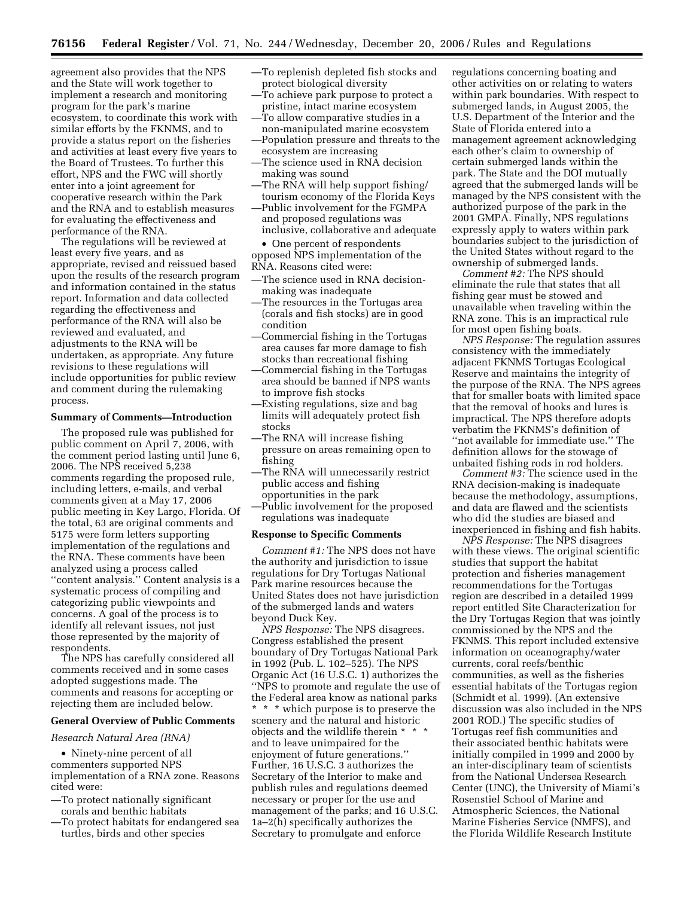agreement also provides that the NPS and the State will work together to implement a research and monitoring program for the park's marine ecosystem, to coordinate this work with similar efforts by the FKNMS, and to provide a status report on the fisheries and activities at least every five years to the Board of Trustees. To further this effort, NPS and the FWC will shortly enter into a joint agreement for cooperative research within the Park and the RNA and to establish measures for evaluating the effectiveness and performance of the RNA.

The regulations will be reviewed at least every five years, and as appropriate, revised and reissued based upon the results of the research program and information contained in the status report. Information and data collected regarding the effectiveness and performance of the RNA will also be reviewed and evaluated, and adjustments to the RNA will be undertaken, as appropriate. Any future revisions to these regulations will include opportunities for public review and comment during the rulemaking process.

**Summary of Comments—Introduction**

The proposed rule was published for public comment on April 7, 2006, with the comment period lasting until June 6, 2006. The NPS received 5,238 comments regarding the proposed rule, including letters, e-mails, and verbal comments given at a May 17, 2006 public meeting in Key Largo, Florida. Of the total, 63 are original comments and 5175 were form letters supporting implementation of the regulations and the RNA. These comments have been analyzed using a process called ''content analysis.'' Content analysis is a systematic process of compiling and categorizing public viewpoints and concerns. A goal of the process is to identify all relevant issues, not just those represented by the majority of respondents.

The NPS has carefully considered all comments received and in some cases adopted suggestions made. The comments and reasons for accepting or rejecting them are included below.

**General Overview of Public Comments**

*Research Natural Area (RNA)*

• Ninety-nine percent of all commenters supported NPS implementation of a RNA zone. Reasons cited were:

—To protect nationally significant corals and benthic habitats
—To protect habitats for endangered sea turtles, birds and other species
—To replenish depleted fish stocks and protect biological diversity
—To achieve park purpose to protect a pristine, intact marine ecosystem
—To allow comparative studies in a non-manipulated marine ecosystem
—Population pressure and threats to the ecosystem are increasing
—The science used in RNA decision making was sound
—The RNA will help support fishing/tourism economy of the Florida Keys
—Public involvement for the FGMPA and proposed regulations was inclusive, collaborative and adequate

• One percent of respondents opposed NPS implementation of the RNA. Reasons cited were:

—The science used in RNA decision-making was inadequate
—The resources in the Tortugas area (corals and fish stocks) are in good condition
—Commercial fishing in the Tortugas area causes far more damage to fish stocks than recreational fishing
—Commercial fishing in the Tortugas area should be banned if NPS wants to improve fish stocks
—Existing regulations, size and bag limits will adequately protect fish stocks
—The RNA will increase fishing pressure on areas remaining open to fishing
—The RNA will unnecessarily restrict public access and fishing opportunities in the park
—Public involvement for the proposed regulations was inadequate

**Response to Specific Comments**

*Comment #1:* The NPS does not have the authority and jurisdiction to issue regulations for Dry Tortugas National Park marine resources because the United States does not have jurisdiction of the submerged lands and waters beyond Duck Key.

*NPS Response:* The NPS disagrees. Congress established the present boundary of Dry Tortugas National Park in 1992 (Pub. L. 102–525). The NPS Organic Act (16 U.S.C. 1) authorizes the ''NPS to promote and regulate the use of the Federal area know as national parks * * * which purpose is to preserve the scenery and the natural and historic objects and the wildlife therein * * * and to leave unimpaired for the enjoyment of future generations.'' Further, 16 U.S.C. 3 authorizes the Secretary of the Interior to make and publish rules and regulations deemed necessary or proper for the use and management of the parks; and 16 U.S.C. 1a–2(h) specifically authorizes the Secretary to promulgate and enforce regulations concerning boating and other activities on or relating to waters within park boundaries. With respect to submerged lands, in August 2005, the U.S. Department of the Interior and the State of Florida entered into a management agreement acknowledging each other's claim to ownership of certain submerged lands within the park. The State and the DOI mutually agreed that the submerged lands will be managed by the NPS consistent with the authorized purpose of the park in the 2001 GMPA. Finally, NPS regulations expressly apply to waters within park boundaries subject to the jurisdiction of the United States without regard to the ownership of submerged lands.

*Comment #2:* The NPS should eliminate the rule that states that all fishing gear must be stowed and unavailable when traveling within the RNA zone. This is an impractical rule for most open fishing boats.

*NPS Response:* The regulation assures consistency with the immediately adjacent FKNMS Tortugas Ecological Reserve and maintains the integrity of the purpose of the RNA. The NPS agrees that for smaller boats with limited space that the removal of hooks and lures is impractical. The NPS therefore adopts verbatim the FKNMS's definition of ''not available for immediate use.'' The definition allows for the stowage of unbaited fishing rods in rod holders.

*Comment #3:* The science used in the RNA decision-making is inadequate because the methodology, assumptions, and data are flawed and the scientists who did the studies are biased and inexperienced in fishing and fish habits.

*NPS Response:* The NPS disagrees with these views. The original scientific studies that support the habitat protection and fisheries management recommendations for the Tortugas region are described in a detailed 1999 report entitled Site Characterization for the Dry Tortugas Region that was jointly commissioned by the NPS and the FKNMS. This report included extensive information on oceanography/water currents, coral reefs/benthic communities, as well as the fisheries essential habitats of the Tortugas region (Schmidt et al. 1999). (An extensive discussion was also included in the NPS 2001 ROD.) The specific studies of Tortugas reef fish communities and their associated benthic habitats were initially compiled in 1999 and 2000 by an inter-disciplinary team of scientists from the National Undersea Research Center (UNC), the University of Miami's Rosenstiel School of Marine and Atmospheric Sciences, the National Marine Fisheries Service (NMFS), and the Florida Wildlife Research Institute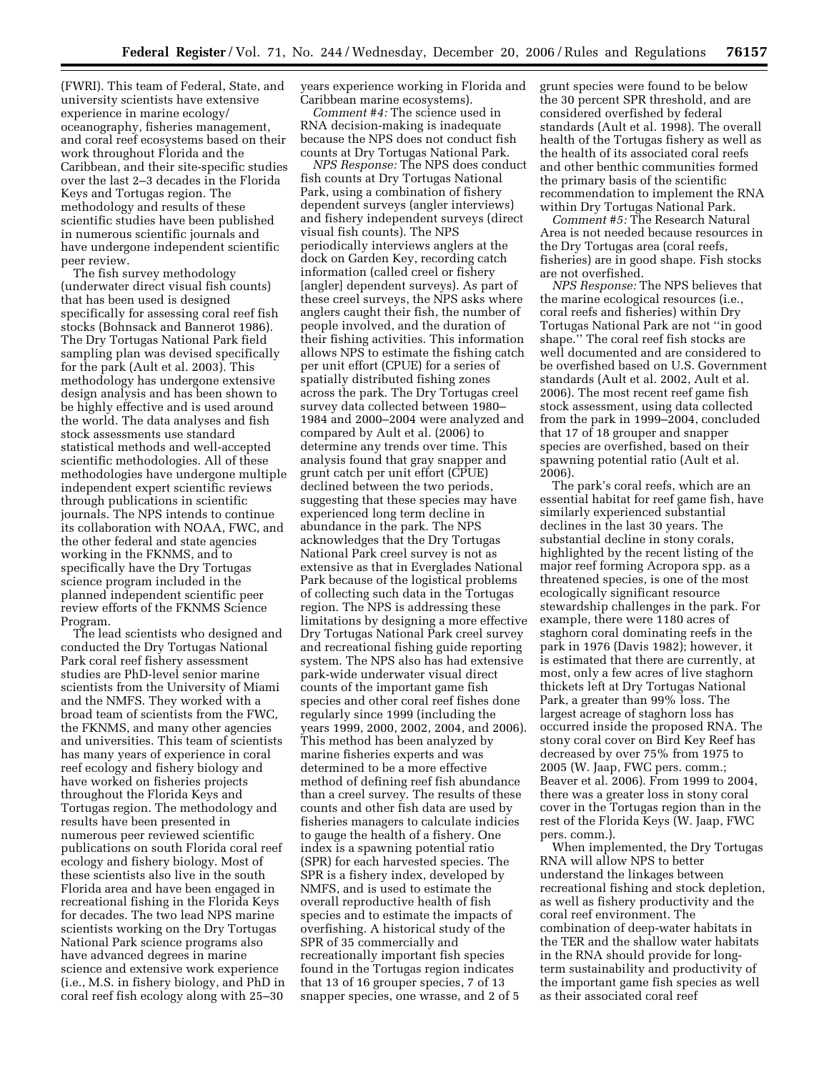(FWRI). This team of Federal, State, and university scientists have extensive experience in marine ecology/oceanography, fisheries management, and coral reef ecosystems based on their work throughout Florida and the Caribbean, and their site-specific studies over the last 2–3 decades in the Florida Keys and Tortugas region. The methodology and results of these scientific studies have been published in numerous scientific journals and have undergone independent scientific peer review.

The fish survey methodology (underwater direct visual fish counts) that has been used is designed specifically for assessing coral reef fish stocks (Bohnsack and Bannerot 1986). The Dry Tortugas National Park field sampling plan was devised specifically for the park (Ault et al. 2003). This methodology has undergone extensive design analysis and has been shown to be highly effective and is used around the world. The data analyses and fish stock assessments use standard statistical methods and well-accepted scientific methodologies. All of these methodologies have undergone multiple independent expert scientific reviews through publications in scientific journals. The NPS intends to continue its collaboration with NOAA, FWC, and the other federal and state agencies working in the FKNMS, and to specifically have the Dry Tortugas science program included in the planned independent scientific peer review efforts of the FKNMS Science Program.

The lead scientists who designed and conducted the Dry Tortugas National Park coral reef fishery assessment studies are PhD-level senior marine scientists from the University of Miami and the NMFS. They worked with a broad team of scientists from the FWC, the FKNMS, and many other agencies and universities. This team of scientists has many years of experience in coral reef ecology and fishery biology and have worked on fisheries projects throughout the Florida Keys and Tortugas region. The methodology and results have been presented in numerous peer reviewed scientific publications on south Florida coral reef ecology and fishery biology. Most of these scientists also live in the south Florida area and have been engaged in recreational fishing in the Florida Keys for decades. The two lead NPS marine scientists working on the Dry Tortugas National Park science programs also have advanced degrees in marine science and extensive work experience (i.e., M.S. in fishery biology, and PhD in coral reef fish ecology along with 25–30 years experience working in Florida and Caribbean marine ecosystems).

*Comment #4:* The science used in RNA decision-making is inadequate because the NPS does not conduct fish counts at Dry Tortugas National Park.

*NPS Response:* The NPS does conduct fish counts at Dry Tortugas National Park, using a combination of fishery dependent surveys (angler interviews) and fishery independent surveys (direct visual fish counts). The NPS periodically interviews anglers at the dock on Garden Key, recording catch information (called creel or fishery [angler] dependent surveys). As part of these creel surveys, the NPS asks where anglers caught their fish, the number of people involved, and the duration of their fishing activities. This information allows NPS to estimate the fishing catch per unit effort (CPUE) for a series of spatially distributed fishing zones across the park. The Dry Tortugas creel survey data collected between 1980–1984 and 2000–2004 were analyzed and compared by Ault et al. (2006) to determine any trends over time. This analysis found that gray snapper and grunt catch per unit effort (CPUE) declined between the two periods, suggesting that these species may have experienced long term decline in abundance in the park. The NPS acknowledges that the Dry Tortugas National Park creel survey is not as extensive as that in Everglades National Park because of the logistical problems of collecting such data in the Tortugas region. The NPS is addressing these limitations by designing a more effective Dry Tortugas National Park creel survey and recreational fishing guide reporting system. The NPS also has had extensive park-wide underwater visual direct counts of the important game fish species and other coral reef fishes done regularly since 1999 (including the years 1999, 2000, 2002, 2004, and 2006). This method has been analyzed by marine fisheries experts and was determined to be a more effective method of defining reef fish abundance than a creel survey. The results of these counts and other fish data are used by fisheries managers to calculate indicies to gauge the health of a fishery. One index is a spawning potential ratio (SPR) for each harvested species. The SPR is a fishery index, developed by NMFS, and is used to estimate the overall reproductive health of fish species and to estimate the impacts of overfishing. A historical study of the SPR of 35 commercially and recreationally important fish species found in the Tortugas region indicates that 13 of 16 grouper species, 7 of 13 snapper species, one wrasse, and 2 of 5 grunt species were found to be below the 30 percent SPR threshold, and are considered overfished by federal standards (Ault et al. 1998). The overall health of the Tortugas fishery as well as the health of its associated coral reefs and other benthic communities formed the primary basis of the scientific recommendation to implement the RNA within Dry Tortugas National Park.

*Comment #5:* The Research Natural Area is not needed because resources in the Dry Tortugas area (coral reefs, fisheries) are in good shape. Fish stocks are not overfished.

*NPS Response:* The NPS believes that the marine ecological resources (i.e., coral reefs and fisheries) within Dry Tortugas National Park are not ''in good shape.'' The coral reef fish stocks are well documented and are considered to be overfished based on U.S. Government standards (Ault et al. 2002, Ault et al. 2006). The most recent reef game fish stock assessment, using data collected from the park in 1999–2004, concluded that 17 of 18 grouper and snapper species are overfished, based on their spawning potential ratio (Ault et al. 2006).

The park's coral reefs, which are an essential habitat for reef game fish, have similarly experienced substantial declines in the last 30 years. The substantial decline in stony corals, highlighted by the recent listing of the major reef forming Acropora spp. as a threatened species, is one of the most ecologically significant resource stewardship challenges in the park. For example, there were 1180 acres of staghorn coral dominating reefs in the park in 1976 (Davis 1982); however, it is estimated that there are currently, at most, only a few acres of live staghorn thickets left at Dry Tortugas National Park, a greater than 99% loss. The largest acreage of staghorn loss has occurred inside the proposed RNA. The stony coral cover on Bird Key Reef has decreased by over 75% from 1975 to 2005 (W. Jaap, FWC pers. comm.; Beaver et al. 2006). From 1999 to 2004, there was a greater loss in stony coral cover in the Tortugas region than in the rest of the Florida Keys (W. Jaap, FWC pers. comm.).

When implemented, the Dry Tortugas RNA will allow NPS to better understand the linkages between recreational fishing and stock depletion, as well as fishery productivity and the coral reef environment. The combination of deep-water habitats in the TER and the shallow water habitats in the RNA should provide for long-term sustainability and productivity of the important game fish species as well as their associated coral reef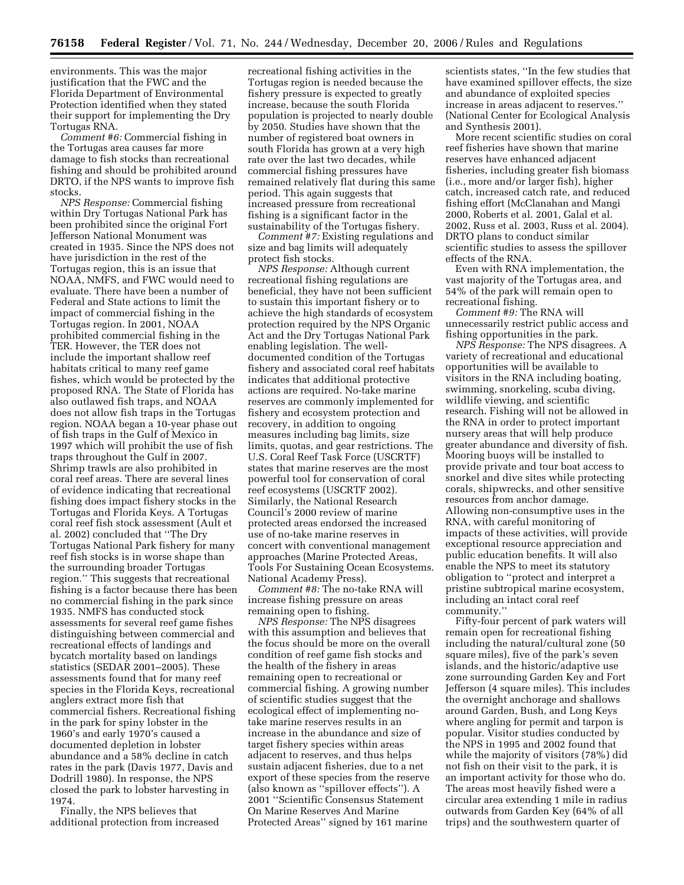environments. This was the major justification that the FWC and the Florida Department of Environmental Protection identified when they stated their support for implementing the Dry Tortugas RNA.

*Comment #6:* Commercial fishing in the Tortugas area causes far more damage to fish stocks than recreational fishing and should be prohibited around DRTO, if the NPS wants to improve fish stocks.

*NPS Response:* Commercial fishing within Dry Tortugas National Park has been prohibited since the original Fort Jefferson National Monument was created in 1935. Since the NPS does not have jurisdiction in the rest of the Tortugas region, this is an issue that NOAA, NMFS, and FWC would need to evaluate. There have been a number of Federal and State actions to limit the impact of commercial fishing in the Tortugas region. In 2001, NOAA prohibited commercial fishing in the TER. However, the TER does not include the important shallow reef habitats critical to many reef game fishes, which would be protected by the proposed RNA. The State of Florida has also outlawed fish traps, and NOAA does not allow fish traps in the Tortugas region. NOAA began a 10-year phase out of fish traps in the Gulf of Mexico in 1997 which will prohibit the use of fish traps throughout the Gulf in 2007. Shrimp trawls are also prohibited in coral reef areas. There are several lines of evidence indicating that recreational fishing does impact fishery stocks in the Tortugas and Florida Keys. A Tortugas coral reef fish stock assessment (Ault et al. 2002) concluded that ''The Dry Tortugas National Park fishery for many reef fish stocks is in worse shape than the surrounding broader Tortugas region.'' This suggests that recreational fishing is a factor because there has been no commercial fishing in the park since 1935. NMFS has conducted stock assessments for several reef game fishes distinguishing between commercial and recreational effects of landings and bycatch mortality based on landings statistics (SEDAR 2001–2005). These assessments found that for many reef species in the Florida Keys, recreational anglers extract more fish that commercial fishers. Recreational fishing in the park for spiny lobster in the 1960's and early 1970's caused a documented depletion in lobster abundance and a 58% decline in catch rates in the park (Davis 1977, Davis and Dodrill 1980). In response, the NPS closed the park to lobster harvesting in 1974.

Finally, the NPS believes that additional protection from increased recreational fishing activities in the Tortugas region is needed because the fishery pressure is expected to greatly increase, because the south Florida population is projected to nearly double by 2050. Studies have shown that the number of registered boat owners in south Florida has grown at a very high rate over the last two decades, while commercial fishing pressures have remained relatively flat during this same period. This again suggests that increased pressure from recreational fishing is a significant factor in the sustainability of the Tortugas fishery.

*Comment #7:* Existing regulations and size and bag limits will adequately protect fish stocks.

*NPS Response:* Although current recreational fishing regulations are beneficial, they have not been sufficient to sustain this important fishery or to achieve the high standards of ecosystem protection required by the NPS Organic Act and the Dry Tortugas National Park enabling legislation. The well-documented condition of the Tortugas fishery and associated coral reef habitats indicates that additional protective actions are required. No-take marine reserves are commonly implemented for fishery and ecosystem protection and recovery, in addition to ongoing measures including bag limits, size limits, quotas, and gear restrictions. The U.S. Coral Reef Task Force (USCRTF) states that marine reserves are the most powerful tool for conservation of coral reef ecosystems (USCRTF 2002). Similarly, the National Research Council's 2000 review of marine protected areas endorsed the increased use of no-take marine reserves in concert with conventional management approaches (Marine Protected Areas, Tools For Sustaining Ocean Ecosystems. National Academy Press).

*Comment #8:* The no-take RNA will increase fishing pressure on areas remaining open to fishing.

*NPS Response:* The NPS disagrees with this assumption and believes that the focus should be more on the overall condition of reef game fish stocks and the health of the fishery in areas remaining open to recreational or commercial fishing. A growing number of scientific studies suggest that the ecological effect of implementing no-take marine reserves results in an increase in the abundance and size of target fishery species within areas adjacent to reserves, and thus helps sustain adjacent fisheries, due to a net export of these species from the reserve (also known as ''spillover effects''). A 2001 ''Scientific Consensus Statement On Marine Reserves And Marine Protected Areas'' signed by 161 marine scientists states, ''In the few studies that have examined spillover effects, the size and abundance of exploited species increase in areas adjacent to reserves.'' (National Center for Ecological Analysis and Synthesis 2001).

More recent scientific studies on coral reef fisheries have shown that marine reserves have enhanced adjacent fisheries, including greater fish biomass (i.e., more and/or larger fish), higher catch, increased catch rate, and reduced fishing effort (McClanahan and Mangi 2000, Roberts et al. 2001, Galal et al. 2002, Russ et al. 2003, Russ et al. 2004). DRTO plans to conduct similar scientific studies to assess the spillover effects of the RNA.

Even with RNA implementation, the vast majority of the Tortugas area, and 54% of the park will remain open to recreational fishing.

*Comment #9:* The RNA will unnecessarily restrict public access and fishing opportunities in the park.

*NPS Response:* The NPS disagrees. A variety of recreational and educational opportunities will be available to visitors in the RNA including boating, swimming, snorkeling, scuba diving, wildlife viewing, and scientific research. Fishing will not be allowed in the RNA in order to protect important nursery areas that will help produce greater abundance and diversity of fish. Mooring buoys will be installed to provide private and tour boat access to snorkel and dive sites while protecting corals, shipwrecks, and other sensitive resources from anchor damage. Allowing non-consumptive uses in the RNA, with careful monitoring of impacts of these activities, will provide exceptional resource appreciation and public education benefits. It will also enable the NPS to meet its statutory obligation to ''protect and interpret a pristine subtropical marine ecosystem, including an intact coral reef community.''

Fifty-four percent of park waters will remain open for recreational fishing including the natural/cultural zone (50 square miles), five of the park's seven islands, and the historic/adaptive use zone surrounding Garden Key and Fort Jefferson (4 square miles). This includes the overnight anchorage and shallows around Garden, Bush, and Long Keys where angling for permit and tarpon is popular. Visitor studies conducted by the NPS in 1995 and 2002 found that while the majority of visitors (78%) did not fish on their visit to the park, it is an important activity for those who do. The areas most heavily fished were a circular area extending 1 mile in radius outwards from Garden Key (64% of all trips) and the southwestern quarter of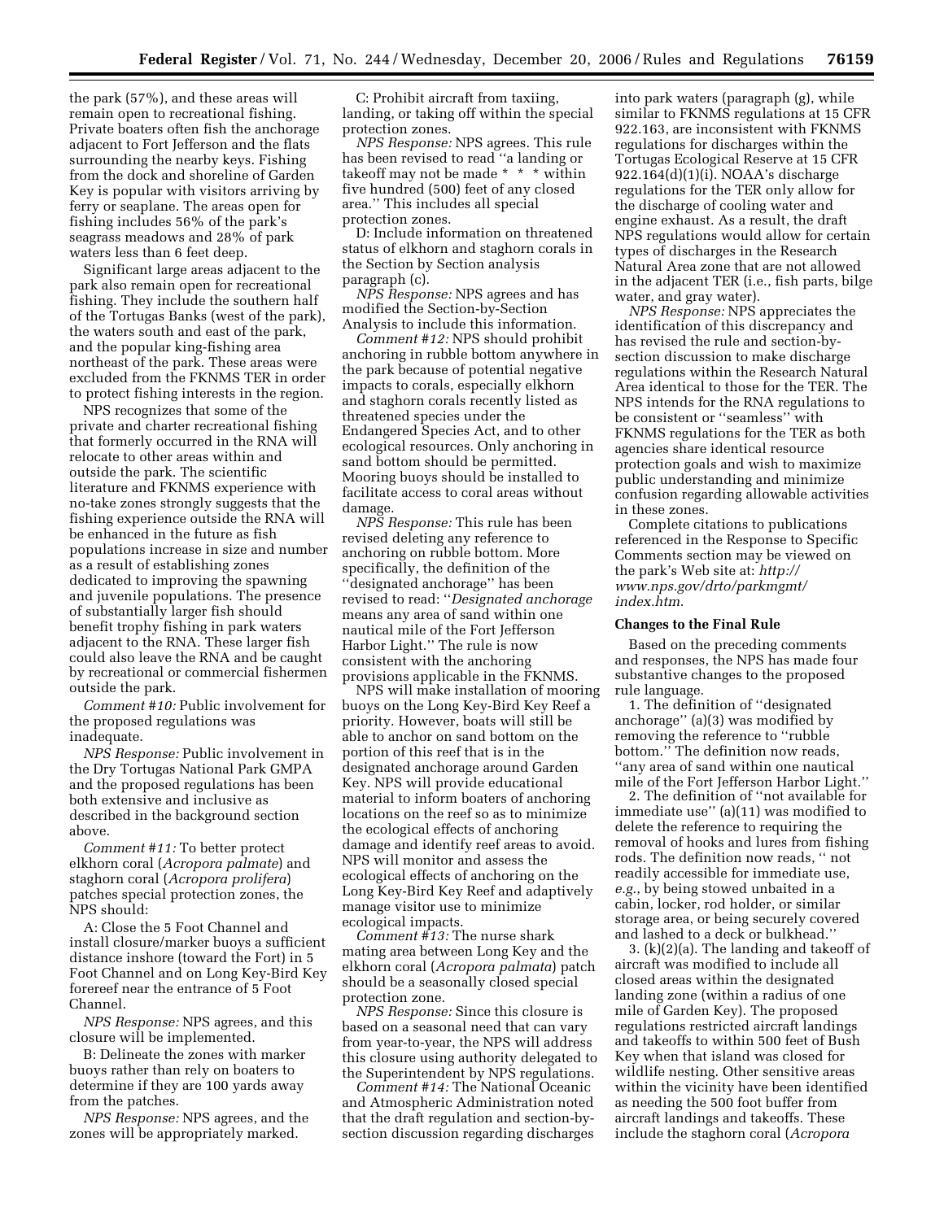the park (57%), and these areas will remain open to recreational fishing. Private boaters often fish the anchorage adjacent to Fort Jefferson and the flats surrounding the nearby keys. Fishing from the dock and shoreline of Garden Key is popular with visitors arriving by ferry or seaplane. The areas open for fishing includes 56% of the park's seagrass meadows and 28% of park waters less than 6 feet deep.

Significant large areas adjacent to the park also remain open for recreational fishing. They include the southern half of the Tortugas Banks (west of the park), the waters south and east of the park, and the popular king-fishing area northeast of the park. These areas were excluded from the FKNMS TER in order to protect fishing interests in the region.

NPS recognizes that some of the private and charter recreational fishing that formerly occurred in the RNA will relocate to other areas within and outside the park. The scientific literature and FKNMS experience with no-take zones strongly suggests that the fishing experience outside the RNA will be enhanced in the future as fish populations increase in size and number as a result of establishing zones dedicated to improving the spawning and juvenile populations. The presence of substantially larger fish should benefit trophy fishing in park waters adjacent to the RNA. These larger fish could also leave the RNA and be caught by recreational or commercial fishermen outside the park.

*Comment #10:* Public involvement for the proposed regulations was inadequate.

*NPS Response:* Public involvement in the Dry Tortugas National Park GMPA and the proposed regulations has been both extensive and inclusive as described in the background section above.

*Comment #11:* To better protect elkhorn coral (*Acropora palmate*) and staghorn coral (*Acropora prolifera*) patches special protection zones, the NPS should:

A: Close the 5 Foot Channel and install closure/marker buoys a sufficient distance inshore (toward the Fort) in 5 Foot Channel and on Long Key-Bird Key forereef near the entrance of 5 Foot Channel.

*NPS Response:* NPS agrees, and this closure will be implemented.

B: Delineate the zones with marker buoys rather than rely on boaters to determine if they are 100 yards away from the patches.

*NPS Response:* NPS agrees, and the zones will be appropriately marked.

C: Prohibit aircraft from taxiing, landing, or taking off within the special protection zones.

*NPS Response:* NPS agrees. This rule has been revised to read ''a landing or takeoff may not be made * * * within five hundred (500) feet of any closed area.'' This includes all special protection zones.

D: Include information on threatened status of elkhorn and staghorn corals in the Section by Section analysis paragraph (c).

*NPS Response:* NPS agrees and has modified the Section-by-Section Analysis to include this information.

*Comment #12:* NPS should prohibit anchoring in rubble bottom anywhere in the park because of potential negative impacts to corals, especially elkhorn and staghorn corals recently listed as threatened species under the Endangered Species Act, and to other ecological resources. Only anchoring in sand bottom should be permitted. Mooring buoys should be installed to facilitate access to coral areas without damage.

*NPS Response:* This rule has been revised deleting any reference to anchoring on rubble bottom. More specifically, the definition of the ''designated anchorage'' has been revised to read: ''*Designated anchorage* means any area of sand within one nautical mile of the Fort Jefferson Harbor Light.'' The rule is now consistent with the anchoring provisions applicable in the FKNMS.

NPS will make installation of mooring buoys on the Long Key-Bird Key Reef a priority. However, boats will still be able to anchor on sand bottom on the portion of this reef that is in the designated anchorage around Garden Key. NPS will provide educational material to inform boaters of anchoring locations on the reef so as to minimize the ecological effects of anchoring damage and identify reef areas to avoid. NPS will monitor and assess the ecological effects of anchoring on the Long Key-Bird Key Reef and adaptively manage visitor use to minimize ecological impacts.

*Comment #13:* The nurse shark mating area between Long Key and the elkhorn coral (*Acropora palmata*) patch should be a seasonally closed special protection zone.

*NPS Response:* Since this closure is based on a seasonal need that can vary from year-to-year, the NPS will address this closure using authority delegated to the Superintendent by NPS regulations.

*Comment #14:* The National Oceanic and Atmospheric Administration noted that the draft regulation and section-by-section discussion regarding discharges into park waters (paragraph (g), while similar to FKNMS regulations at 15 CFR 922.163, are inconsistent with FKNMS regulations for discharges within the Tortugas Ecological Reserve at 15 CFR 922.164(d)(1)(i). NOAA's discharge regulations for the TER only allow for the discharge of cooling water and engine exhaust. As a result, the draft NPS regulations would allow for certain types of discharges in the Research Natural Area zone that are not allowed in the adjacent TER (i.e., fish parts, bilge water, and gray water).

*NPS Response:* NPS appreciates the identification of this discrepancy and has revised the rule and section-by-section discussion to make discharge regulations within the Research Natural Area identical to those for the TER. The NPS intends for the RNA regulations to be consistent or ''seamless'' with FKNMS regulations for the TER as both agencies share identical resource protection goals and wish to maximize public understanding and minimize confusion regarding allowable activities in these zones.

Complete citations to publications referenced in the Response to Specific Comments section may be viewed on the park's Web site at: *http://www.nps.gov/drto/parkmgmt/index.htm.*

**Changes to the Final Rule**

Based on the preceding comments and responses, the NPS has made four substantive changes to the proposed rule language.

1. The definition of ''designated anchorage'' (a)(3) was modified by removing the reference to ''rubble bottom.'' The definition now reads, ''any area of sand within one nautical mile of the Fort Jefferson Harbor Light.''

2. The definition of ''not available for immediate use'' (a)(11) was modified to delete the reference to requiring the removal of hooks and lures from fishing rods. The definition now reads, '' not readily accessible for immediate use, *e.g.*, by being stowed unbaited in a cabin, locker, rod holder, or similar storage area, or being securely covered and lashed to a deck or bulkhead.''

3. (k)(2)(a). The landing and takeoff of aircraft was modified to include all closed areas within the designated landing zone (within a radius of one mile of Garden Key). The proposed regulations restricted aircraft landings and takeoffs to within 500 feet of Bush Key when that island was closed for wildlife nesting. Other sensitive areas within the vicinity have been identified as needing the 500 foot buffer from aircraft landings and takeoffs. These include the staghorn coral (*Acropora*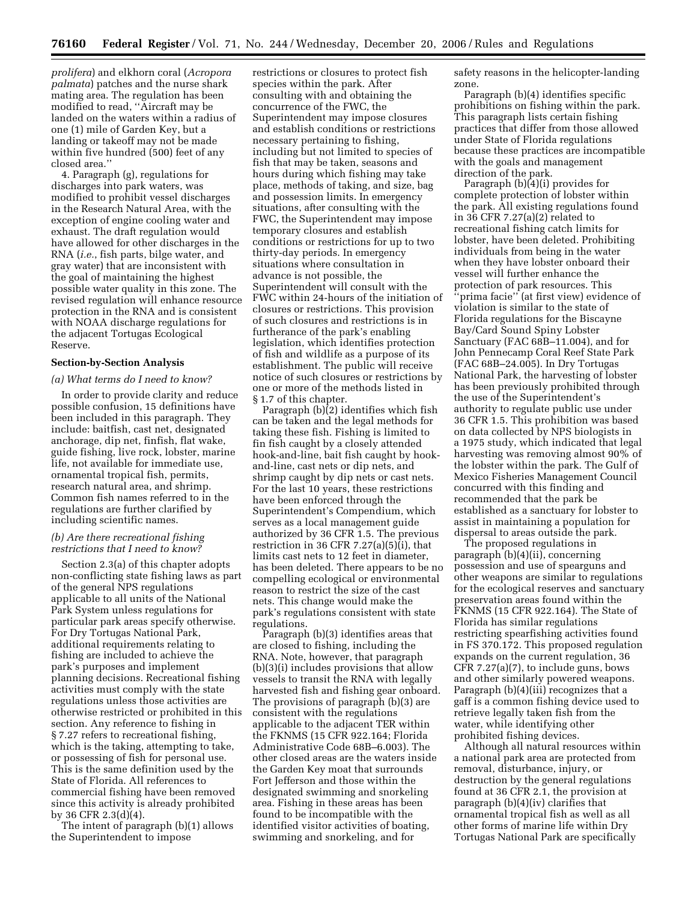*prolifera*) and elkhorn coral (*Acropora palmata*) patches and the nurse shark mating area. The regulation has been modified to read, ''Aircraft may be landed on the waters within a radius of one (1) mile of Garden Key, but a landing or takeoff may not be made within five hundred (500) feet of any closed area.''

4. Paragraph (g), regulations for discharges into park waters, was modified to prohibit vessel discharges in the Research Natural Area, with the exception of engine cooling water and exhaust. The draft regulation would have allowed for other discharges in the RNA (*i.e.*, fish parts, bilge water, and gray water) that are inconsistent with the goal of maintaining the highest possible water quality in this zone. The revised regulation will enhance resource protection in the RNA and is consistent with NOAA discharge regulations for the adjacent Tortugas Ecological Reserve.

**Section-by-Section Analysis**

*(a) What terms do I need to know?*

In order to provide clarity and reduce possible confusion, 15 definitions have been included in this paragraph. They include: baitfish, cast net, designated anchorage, dip net, finfish, flat wake, guide fishing, live rock, lobster, marine life, not available for immediate use, ornamental tropical fish, permits, research natural area, and shrimp. Common fish names referred to in the regulations are further clarified by including scientific names.

*(b) Are there recreational fishing restrictions that I need to know?*

Section 2.3(a) of this chapter adopts non-conflicting state fishing laws as part of the general NPS regulations applicable to all units of the National Park System unless regulations for particular park areas specify otherwise. For Dry Tortugas National Park, additional requirements relating to fishing are included to achieve the park's purposes and implement planning decisions. Recreational fishing activities must comply with the state regulations unless those activities are otherwise restricted or prohibited in this section. Any reference to fishing in § 7.27 refers to recreational fishing, which is the taking, attempting to take, or possessing of fish for personal use. This is the same definition used by the State of Florida. All references to commercial fishing have been removed since this activity is already prohibited by 36 CFR 2.3(d)(4).

The intent of paragraph (b)(1) allows the Superintendent to impose restrictions or closures to protect fish species within the park. After consulting with and obtaining the concurrence of the FWC, the Superintendent may impose closures and establish conditions or restrictions necessary pertaining to fishing, including but not limited to species of fish that may be taken, seasons and hours during which fishing may take place, methods of taking, and size, bag and possession limits. In emergency situations, after consulting with the FWC, the Superintendent may impose temporary closures and establish conditions or restrictions for up to two thirty-day periods. In emergency situations where consultation in advance is not possible, the Superintendent will consult with the FWC within 24-hours of the initiation of closures or restrictions. This provision of such closures and restrictions is in furtherance of the park's enabling legislation, which identifies protection of fish and wildlife as a purpose of its establishment. The public will receive notice of such closures or restrictions by one or more of the methods listed in § 1.7 of this chapter.

Paragraph (b)(2) identifies which fish can be taken and the legal methods for taking these fish. Fishing is limited to fin fish caught by a closely attended hook-and-line, bait fish caught by hook-and-line, cast nets or dip nets, and shrimp caught by dip nets or cast nets. For the last 10 years, these restrictions have been enforced through the Superintendent's Compendium, which serves as a local management guide authorized by 36 CFR 1.5. The previous restriction in 36 CFR 7.27(a)(5)(i), that limits cast nets to 12 feet in diameter, has been deleted. There appears to be no compelling ecological or environmental reason to restrict the size of the cast nets. This change would make the park's regulations consistent with state regulations.

Paragraph (b)(3) identifies areas that are closed to fishing, including the RNA. Note, however, that paragraph (b)(3)(i) includes provisions that allow vessels to transit the RNA with legally harvested fish and fishing gear onboard. The provisions of paragraph (b)(3) are consistent with the regulations applicable to the adjacent TER within the FKNMS (15 CFR 922.164; Florida Administrative Code 68B–6.003). The other closed areas are the waters inside the Garden Key moat that surrounds Fort Jefferson and those within the designated swimming and snorkeling area. Fishing in these areas has been found to be incompatible with the identified visitor activities of boating, swimming and snorkeling, and for safety reasons in the helicopter-landing zone.

Paragraph (b)(4) identifies specific prohibitions on fishing within the park. This paragraph lists certain fishing practices that differ from those allowed under State of Florida regulations because these practices are incompatible with the goals and management direction of the park.

Paragraph (b)(4)(i) provides for complete protection of lobster within the park. All existing regulations found in 36 CFR 7.27(a)(2) related to recreational fishing catch limits for lobster, have been deleted. Prohibiting individuals from being in the water when they have lobster onboard their vessel will further enhance the protection of park resources. This ''prima facie'' (at first view) evidence of violation is similar to the state of Florida regulations for the Biscayne Bay/Card Sound Spiny Lobster Sanctuary (FAC 68B–11.004), and for John Pennecamp Coral Reef State Park (FAC 68B–24.005). In Dry Tortugas National Park, the harvesting of lobster has been previously prohibited through the use of the Superintendent's authority to regulate public use under 36 CFR 1.5. This prohibition was based on data collected by NPS biologists in a 1975 study, which indicated that legal harvesting was removing almost 90% of the lobster within the park. The Gulf of Mexico Fisheries Management Council concurred with this finding and recommended that the park be established as a sanctuary for lobster to assist in maintaining a population for dispersal to areas outside the park.

The proposed regulations in paragraph (b)(4)(ii), concerning possession and use of spearguns and other weapons are similar to regulations for the ecological reserves and sanctuary preservation areas found within the FKNMS (15 CFR 922.164). The State of Florida has similar regulations restricting spearfishing activities found in FS 370.172. This proposed regulation expands on the current regulation, 36 CFR 7.27(a)(7), to include guns, bows and other similarly powered weapons. Paragraph (b)(4)(iii) recognizes that a gaff is a common fishing device used to retrieve legally taken fish from the water, while identifying other prohibited fishing devices.

Although all natural resources within a national park area are protected from removal, disturbance, injury, or destruction by the general regulations found at 36 CFR 2.1, the provision at paragraph (b)(4)(iv) clarifies that ornamental tropical fish as well as all other forms of marine life within Dry Tortugas National Park are specifically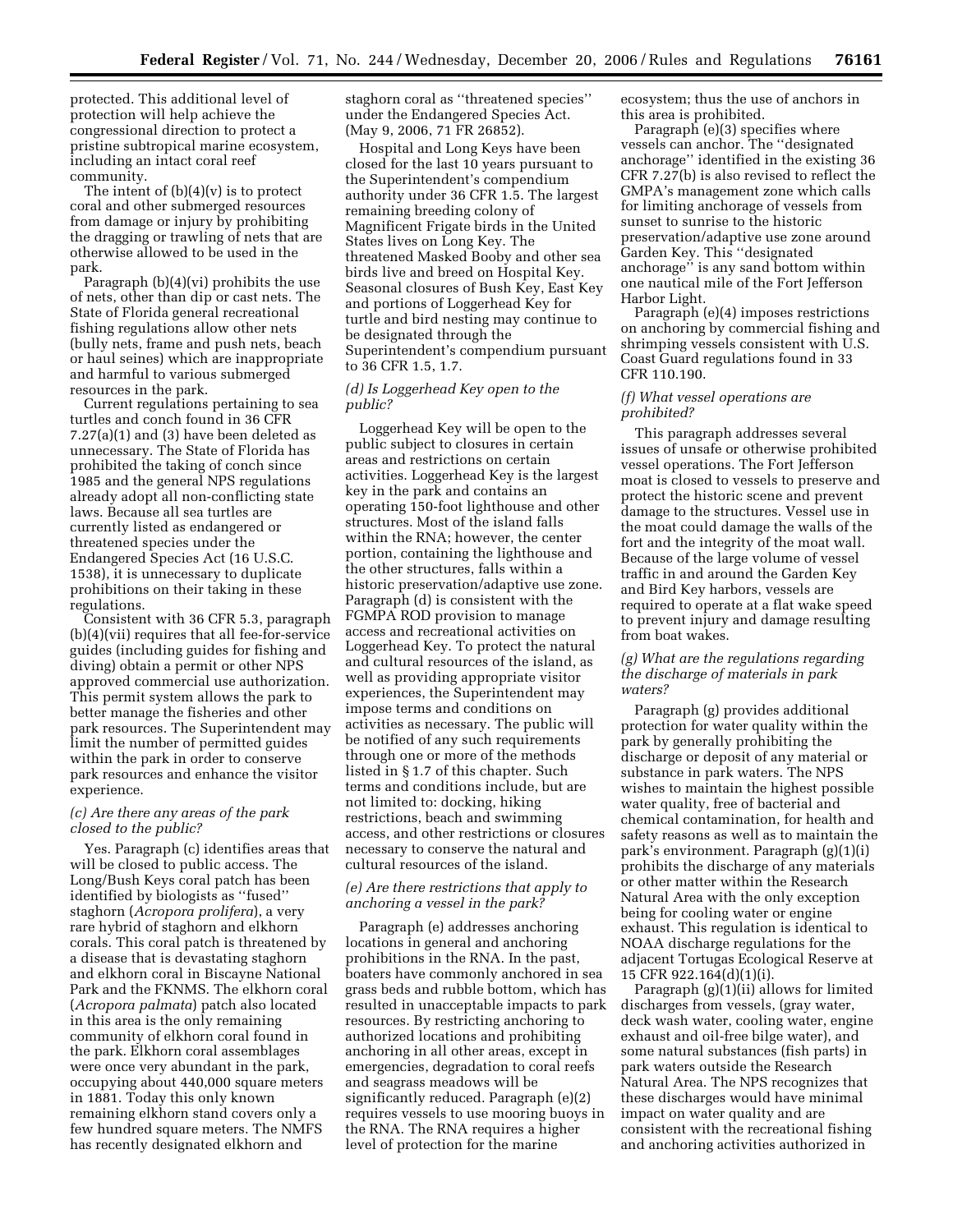protected. This additional level of protection will help achieve the congressional direction to protect a pristine subtropical marine ecosystem, including an intact coral reef community.

The intent of (b)(4)(v) is to protect coral and other submerged resources from damage or injury by prohibiting the dragging or trawling of nets that are otherwise allowed to be used in the park.

Paragraph (b)(4)(vi) prohibits the use of nets, other than dip or cast nets. The State of Florida general recreational fishing regulations allow other nets (bully nets, frame and push nets, beach or haul seines) which are inappropriate and harmful to various submerged resources in the park.

Current regulations pertaining to sea turtles and conch found in 36 CFR 7.27(a)(1) and (3) have been deleted as unnecessary. The State of Florida has prohibited the taking of conch since 1985 and the general NPS regulations already adopt all non-conflicting state laws. Because all sea turtles are currently listed as endangered or threatened species under the Endangered Species Act (16 U.S.C. 1538), it is unnecessary to duplicate prohibitions on their taking in these regulations.

Consistent with 36 CFR 5.3, paragraph (b)(4)(vii) requires that all fee-for-service guides (including guides for fishing and diving) obtain a permit or other NPS approved commercial use authorization. This permit system allows the park to better manage the fisheries and other park resources. The Superintendent may limit the number of permitted guides within the park in order to conserve park resources and enhance the visitor experience.

### *(c) Are there any areas of the park closed to the public?*

Yes. Paragraph (c) identifies areas that will be closed to public access. The Long/Bush Keys coral patch has been identified by biologists as ''fused'' staghorn (*Acropora prolifera*), a very rare hybrid of staghorn and elkhorn corals. This coral patch is threatened by a disease that is devastating staghorn and elkhorn coral in Biscayne National Park and the FKNMS. The elkhorn coral (*Acropora palmata*) patch also located in this area is the only remaining community of elkhorn coral found in the park. Elkhorn coral assemblages were once very abundant in the park, occupying about 440,000 square meters in 1881. Today this only known remaining elkhorn stand covers only a few hundred square meters. The NMFS has recently designated elkhorn and staghorn coral as ''threatened species'' under the Endangered Species Act. (May 9, 2006, 71 FR 26852).

Hospital and Long Keys have been closed for the last 10 years pursuant to the Superintendent's compendium authority under 36 CFR 1.5. The largest remaining breeding colony of Magnificent Frigate birds in the United States lives on Long Key. The threatened Masked Booby and other sea birds live and breed on Hospital Key. Seasonal closures of Bush Key, East Key and portions of Loggerhead Key for turtle and bird nesting may continue to be designated through the Superintendent's compendium pursuant to 36 CFR 1.5, 1.7.

### *(d) Is Loggerhead Key open to the public?*

Loggerhead Key will be open to the public subject to closures in certain areas and restrictions on certain activities. Loggerhead Key is the largest key in the park and contains an operating 150-foot lighthouse and other structures. Most of the island falls within the RNA; however, the center portion, containing the lighthouse and the other structures, falls within a historic preservation/adaptive use zone. Paragraph (d) is consistent with the FGMPA ROD provision to manage access and recreational activities on Loggerhead Key. To protect the natural and cultural resources of the island, as well as providing appropriate visitor experiences, the Superintendent may impose terms and conditions on activities as necessary. The public will be notified of any such requirements through one or more of the methods listed in § 1.7 of this chapter. Such terms and conditions include, but are not limited to: docking, hiking restrictions, beach and swimming access, and other restrictions or closures necessary to conserve the natural and cultural resources of the island.

### *(e) Are there restrictions that apply to anchoring a vessel in the park?*

Paragraph (e) addresses anchoring locations in general and anchoring prohibitions in the RNA. In the past, boaters have commonly anchored in sea grass beds and rubble bottom, which has resulted in unacceptable impacts to park resources. By restricting anchoring to authorized locations and prohibiting anchoring in all other areas, except in emergencies, degradation to coral reefs and seagrass meadows will be significantly reduced. Paragraph (e)(2) requires vessels to use mooring buoys in the RNA. The RNA requires a higher level of protection for the marine ecosystem; thus the use of anchors in this area is prohibited.

Paragraph (e)(3) specifies where vessels can anchor. The ''designated anchorage'' identified in the existing 36 CFR 7.27(b) is also revised to reflect the GMPA's management zone which calls for limiting anchorage of vessels from sunset to sunrise to the historic preservation/adaptive use zone around Garden Key. This ''designated anchorage'' is any sand bottom within one nautical mile of the Fort Jefferson Harbor Light.

Paragraph (e)(4) imposes restrictions on anchoring by commercial fishing and shrimping vessels consistent with U.S. Coast Guard regulations found in 33 CFR 110.190.

### *(f) What vessel operations are prohibited?*

This paragraph addresses several issues of unsafe or otherwise prohibited vessel operations. The Fort Jefferson moat is closed to vessels to preserve and protect the historic scene and prevent damage to the structures. Vessel use in the moat could damage the walls of the fort and the integrity of the moat wall. Because of the large volume of vessel traffic in and around the Garden Key and Bird Key harbors, vessels are required to operate at a flat wake speed to prevent injury and damage resulting from boat wakes.

### *(g) What are the regulations regarding the discharge of materials in park waters?*

Paragraph (g) provides additional protection for water quality within the park by generally prohibiting the discharge or deposit of any material or substance in park waters. The NPS wishes to maintain the highest possible water quality, free of bacterial and chemical contamination, for health and safety reasons as well as to maintain the park's environment. Paragraph (g)(1)(i) prohibits the discharge of any materials or other matter within the Research Natural Area with the only exception being for cooling water or engine exhaust. This regulation is identical to NOAA discharge regulations for the adjacent Tortugas Ecological Reserve at 15 CFR 922.164(d)(1)(i).

Paragraph (g)(1)(ii) allows for limited discharges from vessels, (gray water, deck wash water, cooling water, engine exhaust and oil-free bilge water), and some natural substances (fish parts) in park waters outside the Research Natural Area. The NPS recognizes that these discharges would have minimal impact on water quality and are consistent with the recreational fishing and anchoring activities authorized in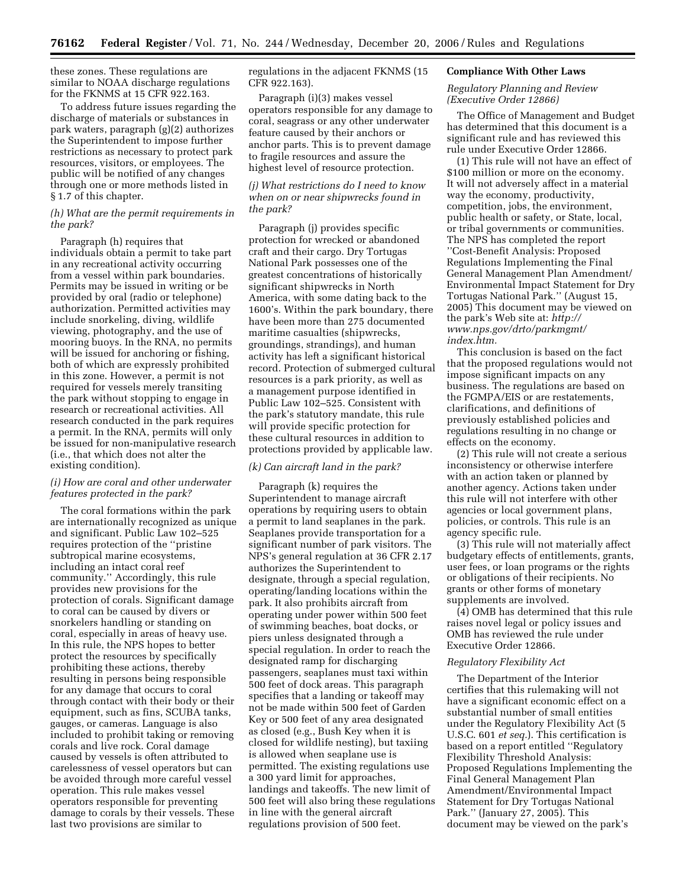these zones. These regulations are similar to NOAA discharge regulations for the FKNMS at 15 CFR 922.163.

To address future issues regarding the discharge of materials or substances in park waters, paragraph (g)(2) authorizes the Superintendent to impose further restrictions as necessary to protect park resources, visitors, or employees. The public will be notified of any changes through one or more methods listed in § 1.7 of this chapter.

*(h) What are the permit requirements in the park?*

Paragraph (h) requires that individuals obtain a permit to take part in any recreational activity occurring from a vessel within park boundaries. Permits may be issued in writing or be provided by oral (radio or telephone) authorization. Permitted activities may include snorkeling, diving, wildlife viewing, photography, and the use of mooring buoys. In the RNA, no permits will be issued for anchoring or fishing, both of which are expressly prohibited in this zone. However, a permit is not required for vessels merely transiting the park without stopping to engage in research or recreational activities. All research conducted in the park requires a permit. In the RNA, permits will only be issued for non-manipulative research (i.e., that which does not alter the existing condition).

*(i) How are coral and other underwater features protected in the park?*

The coral formations within the park are internationally recognized as unique and significant. Public Law 102–525 requires protection of the ''pristine subtropical marine ecosystems, including an intact coral reef community.'' Accordingly, this rule provides new provisions for the protection of corals. Significant damage to coral can be caused by divers or snorkelers handling or standing on coral, especially in areas of heavy use. In this rule, the NPS hopes to better protect the resources by specifically prohibiting these actions, thereby resulting in persons being responsible for any damage that occurs to coral through contact with their body or their equipment, such as fins, SCUBA tanks, gauges, or cameras. Language is also included to prohibit taking or removing corals and live rock. Coral damage caused by vessels is often attributed to carelessness of vessel operators but can be avoided through more careful vessel operation. This rule makes vessel operators responsible for preventing damage to corals by their vessels. These last two provisions are similar to regulations in the adjacent FKNMS (15 CFR 922.163).

Paragraph (i)(3) makes vessel operators responsible for any damage to coral, seagrass or any other underwater feature caused by their anchors or anchor parts. This is to prevent damage to fragile resources and assure the highest level of resource protection.

*(j) What restrictions do I need to know when on or near shipwrecks found in the park?*

Paragraph (j) provides specific protection for wrecked or abandoned craft and their cargo. Dry Tortugas National Park possesses one of the greatest concentrations of historically significant shipwrecks in North America, with some dating back to the 1600's. Within the park boundary, there have been more than 275 documented maritime casualties (shipwrecks, groundings, strandings), and human activity has left a significant historical record. Protection of submerged cultural resources is a park priority, as well as a management purpose identified in Public Law 102–525. Consistent with the park's statutory mandate, this rule will provide specific protection for these cultural resources in addition to protections provided by applicable law.

*(k) Can aircraft land in the park?*

Paragraph (k) requires the Superintendent to manage aircraft operations by requiring users to obtain a permit to land seaplanes in the park. Seaplanes provide transportation for a significant number of park visitors. The NPS's general regulation at 36 CFR 2.17 authorizes the Superintendent to designate, through a special regulation, operating/landing locations within the park. It also prohibits aircraft from operating under power within 500 feet of swimming beaches, boat docks, or piers unless designated through a special regulation. In order to reach the designated ramp for discharging passengers, seaplanes must taxi within 500 feet of dock areas. This paragraph specifies that a landing or takeoff may not be made within 500 feet of Garden Key or 500 feet of any area designated as closed (e.g., Bush Key when it is closed for wildlife nesting), but taxiing is allowed when seaplane use is permitted. The existing regulations use a 300 yard limit for approaches, landings and takeoffs. The new limit of 500 feet will also bring these regulations in line with the general aircraft regulations provision of 500 feet.

**Compliance With Other Laws**

*Regulatory Planning and Review (Executive Order 12866)*

The Office of Management and Budget has determined that this document is a significant rule and has reviewed this rule under Executive Order 12866.

(1) This rule will not have an effect of $100 million or more on the economy. It will not adversely affect in a material way the economy, productivity, competition, jobs, the environment, public health or safety, or State, local, or tribal governments or communities. The NPS has completed the report ''Cost-Benefit Analysis: Proposed Regulations Implementing the Final General Management Impact Plan Amendment/ Environmental Impact Statement for Dry Tortugas National Park.'' (August 15, 2005) This document may be viewed on the park's Web site at: *http://www.nps.gov/drto/parkmgmt/index.htm.*

This conclusion is based on the fact that the proposed regulations would not impose significant impacts on any business. The regulations are based on the FGMPA/EIS or are restatements, clarifications, and definitions of previously established policies and regulations resulting in no change or effects on the economy.

(2) This rule will not create a serious inconsistency or otherwise interfere with an action taken or planned by another agency. Actions taken under this rule will not interfere with other agencies or local government plans, policies, or controls. This rule is an agency specific rule.

(3) This rule will not materially affect budgetary effects of entitlements, grants, user fees, or loan programs or the rights or obligations of their recipients. No grants or other forms of monetary supplements are involved.

(4) OMB has determined that this rule raises novel legal or policy issues and OMB has reviewed the rule under Executive Order 12866.

*Regulatory Flexibility Act*

The Department of the Interior certifies that this rulemaking will not have a significant economic effect on a substantial number of small entities under the Regulatory Flexibility Act (5 U.S.C. 601 *et seq.*). This certification is based on a report entitled ''Regulatory Flexibility Threshold Analysis: Proposed Regulations Implementing the Final General Management Plan Amendment/Environmental Impact Statement for Dry Tortugas National Park.'' (January 27, 2005). This document may be viewed on the park's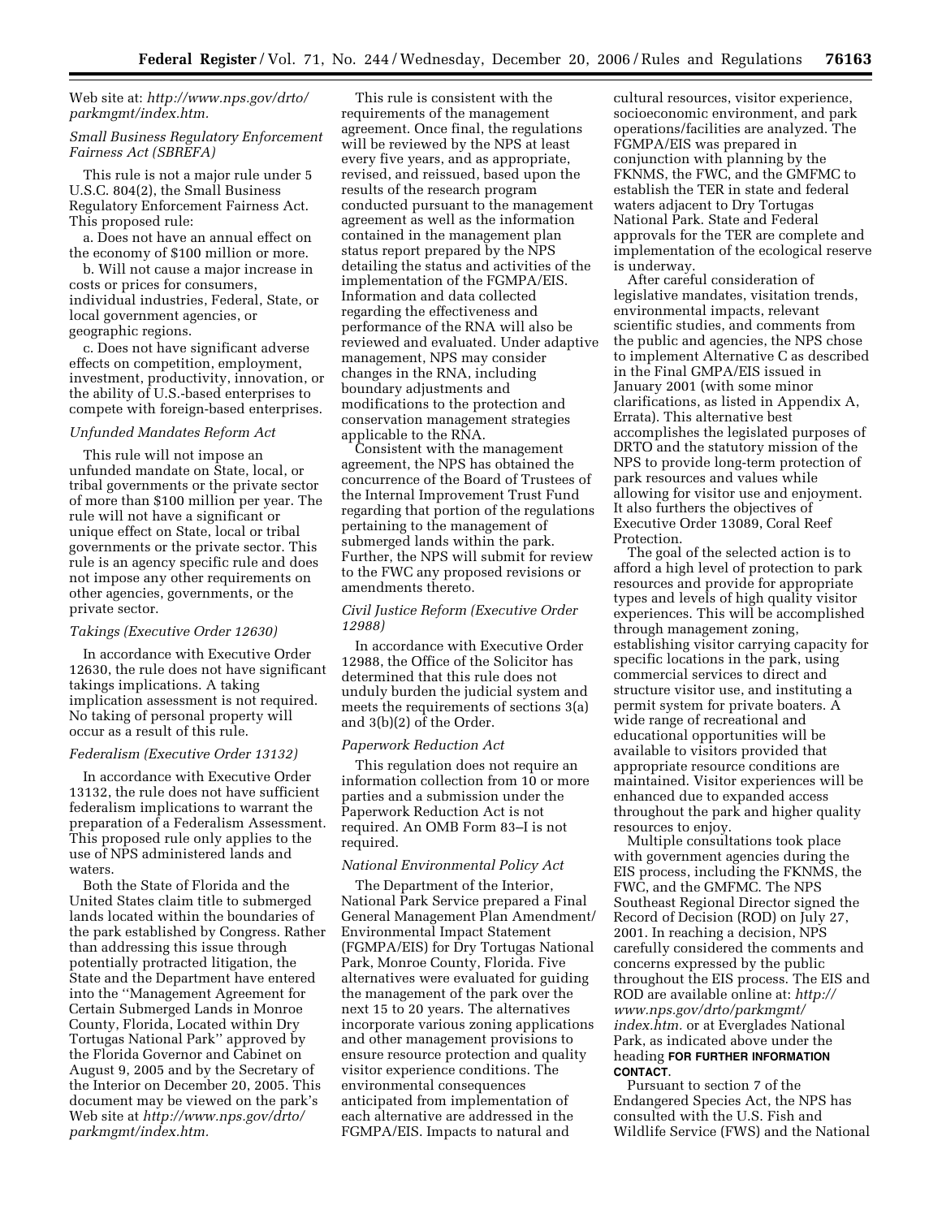Web site at: *http://www.nps.gov/drto/parkmgmt/index.htm.*

*Small Business Regulatory Enforcement Fairness Act (SBREFA)*

This rule is not a major rule under 5 U.S.C. 804(2), the Small Business Regulatory Enforcement Fairness Act. This proposed rule:

a. Does not have an annual effect on the economy of $100 million or more.

b. Will not cause a major increase in costs or prices for consumers, individual industries, Federal, State, or local government agencies, or geographic regions.

c. Does not have significant adverse effects on competition, employment, investment, productivity, innovation, or the ability of U.S.-based enterprises to compete with foreign-based enterprises.

*Unfunded Mandates Reform Act*

This rule will not impose an unfunded mandate on State, local, or tribal governments or the private sector of more than $100 million per year. The rule will not have a significant or unique effect on State, local or tribal governments or the private sector. This rule is an agency specific rule and does not impose any other requirements on other agencies, governments, or the private sector.

*Takings (Executive Order 12630)*

In accordance with Executive Order 12630, the rule does not have significant takings implications. A taking implication assessment is not required. No taking of personal property will occur as a result of this rule.

*Federalism (Executive Order 13132)*

In accordance with Executive Order 13132, the rule does not have sufficient federalism implications to warrant the preparation of a Federalism Assessment. This proposed rule only applies to the use of NPS administered lands and waters.

Both the State of Florida and the United States claim title to submerged lands located within the boundaries of the park established by Congress. Rather than addressing this issue through potentially protracted litigation, the State and the Department have entered into the ''Management Agreement for Certain Submerged Lands in Monroe County, Florida, Located within Dry Tortugas National Park'' approved by the Florida Governor and Cabinet on August 9, 2005 and by the Secretary of the Interior on December 20, 2005. This document may be viewed on the park's Web site at *http://www.nps.gov/drto/parkmgmt/index.htm.*

This rule is consistent with the requirements of the management agreement. Once final, the regulations will be reviewed by the NPS at least every five years, and as appropriate, revised, and reissued, based upon the results of the research program conducted pursuant to the management agreement as well as the information contained in the management plan status report prepared by the NPS detailing the status and activities of the implementation of the FGMPA/EIS. Information and data collected regarding the effectiveness and performance of the RNA will also be reviewed and evaluated. Under adaptive management, NPS may consider changes in the RNA, including boundary adjustments and modifications to the protection and conservation management strategies applicable to the RNA.

Consistent with the management agreement, the NPS has obtained the concurrence of the Board of Trustees of the Internal Improvement Trust Fund regarding that portion of the regulations pertaining to the management of submerged lands within the park. Further, the NPS will submit for review to the FWC any proposed revisions or amendments thereto.

*Civil Justice Reform (Executive Order 12988)*

In accordance with Executive Order 12988, the Office of the Solicitor has determined that this rule does not unduly burden the judicial system and meets the requirements of sections 3(a) and 3(b)(2) of the Order.

*Paperwork Reduction Act*

This regulation does not require an information collection from 10 or more parties and a submission under the Paperwork Reduction Act is not required. An OMB Form 83–I is not required.

*National Environmental Policy Act*

The Department of the Interior, National Park Service prepared a Final General Management Plan Amendment/Environmental Impact Statement (FGMPA/EIS) for Dry Tortugas National Park, Monroe County, Florida. Five alternatives were evaluated for guiding the management of the park over the next 15 to 20 years. The alternatives incorporate various zoning applications and other management provisions to ensure resource protection and quality visitor experience conditions. The environmental consequences anticipated from implementation of each alternative are addressed in the FGMPA/EIS. Impacts to natural and cultural resources, visitor experience, socioeconomic environment, and park operations/facilities are analyzed. The FGMPA/EIS was prepared in conjunction with planning by the FKNMS, the FWC, and the GMFMC to establish the TER in state and federal waters adjacent to Dry Tortugas National Park. State and Federal approvals for the TER are complete and implementation of the ecological reserve is underway.

After careful consideration of legislative mandates, visitation trends, environmental impacts, relevant scientific studies, and comments from the public and agencies, the NPS chose to implement Alternative C as described in the Final GMPA/EIS issued in January 2001 (with some minor clarifications, as listed in Appendix A, Errata). This alternative best accomplishes the legislated purposes of DRTO and the statutory mission of the NPS to provide long-term protection of park resources and values while allowing for visitor use and enjoyment. It also furthers the objectives of Executive Order 13089, Coral Reef Protection.

The goal of the selected action is to afford a high level of protection to park resources and provide for appropriate types and levels of high quality visitor experiences. This will be accomplished through management zoning, establishing visitor carrying capacity for specific locations in the park, using commercial services to direct and structure visitor use, and instituting a permit system for private boaters. A wide range of recreational and educational opportunities will be available to visitors provided that appropriate resource conditions are maintained. Visitor experiences will be enhanced due to expanded access throughout the park and higher quality resources to enjoy.

Multiple consultations took place with government agencies during the EIS process, including the FKNMS, the FWC, and the GMFMC. The NPS Southeast Regional Director signed the Record of Decision (ROD) on July 27, 2001. In reaching a decision, NPS carefully considered the comments and concerns expressed by the public throughout the EIS process. The EIS and ROD are available online at: *http://www.nps.gov/drto/parkmgmt/index.htm.* or at Everglades National Park, as indicated above under the heading **FOR FURTHER INFORMATION CONTACT**.

Pursuant to section 7 of the Endangered Species Act, the NPS has consulted with the U.S. Fish and Wildlife Service (FWS) and the National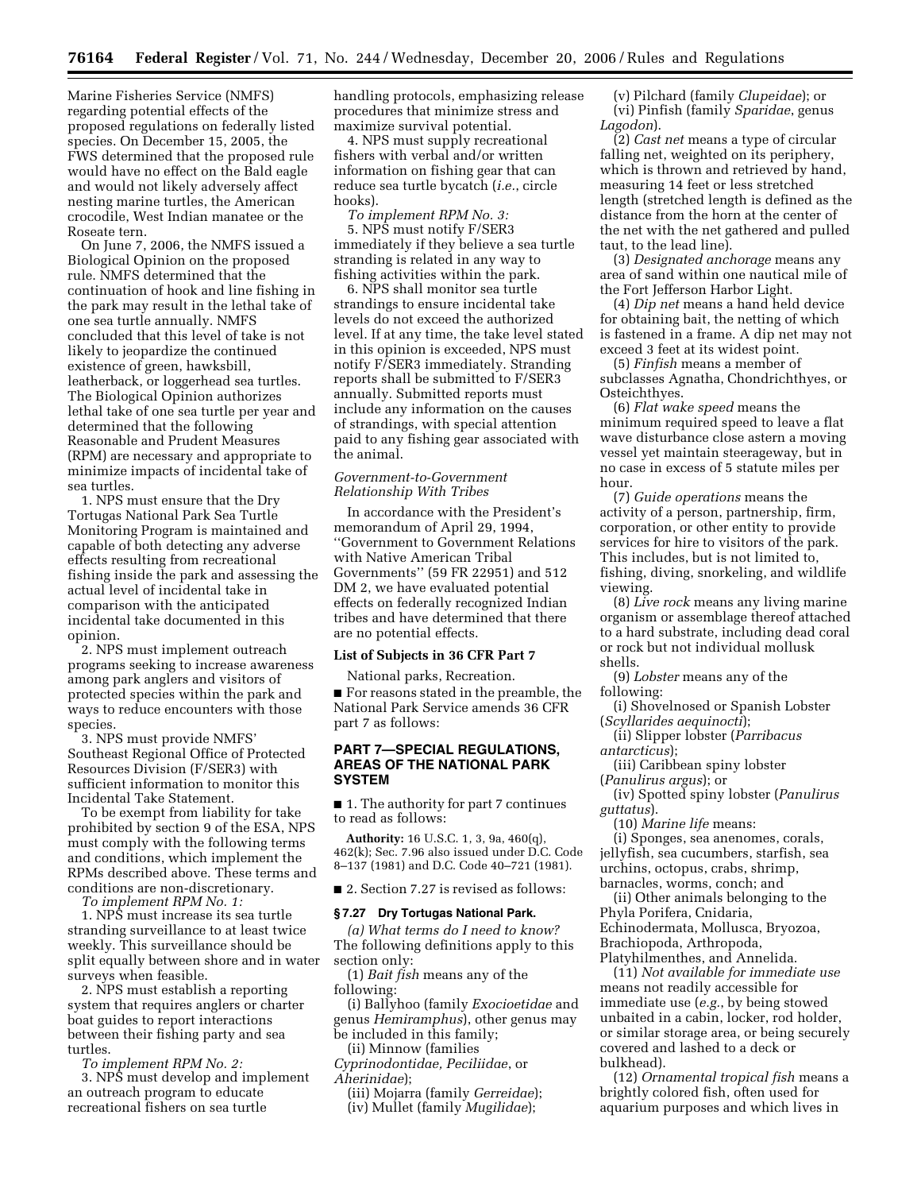Marine Fisheries Service (NMFS) regarding potential effects of the proposed regulations on federally listed species. On December 15, 2005, the FWS determined that the proposed rule would have no effect on the Bald eagle and would not likely adversely affect nesting marine turtles, the American crocodile, West Indian manatee or the Roseate tern.

On June 7, 2006, the NMFS issued a Biological Opinion on the proposed rule. NMFS determined that the continuation of hook and line fishing in the park may result in the lethal take of one sea turtle annually. NMFS concluded that this level of take is not likely to jeopardize the continued existence of green, hawksbill, leatherback, or loggerhead sea turtles. The Biological Opinion authorizes lethal take of one sea turtle per year and determined that the following Reasonable and Prudent Measures (RPM) are necessary and appropriate to minimize impacts of incidental take of sea turtles.

1. NPS must ensure that the Dry Tortugas National Park Sea Turtle Monitoring Program is maintained and capable of both detecting any adverse effects resulting from recreational fishing inside the park and assessing the actual level of incidental take in comparison with the anticipated incidental take documented in this opinion.

2. NPS must implement outreach programs seeking to increase awareness among park anglers and visitors of protected species within the park and ways to reduce encounters with those species.

3. NPS must provide NMFS' Southeast Regional Office of Protected Resources Division (F/SER3) with sufficient information to monitor this Incidental Take Statement.

To be exempt from liability for take prohibited by section 9 of the ESA, NPS must comply with the following terms and conditions, which implement the RPMs described above. These terms and conditions are non-discretionary.

*To implement RPM No. 1:*

1. NPS must increase its sea turtle stranding surveillance to at least twice weekly. This surveillance should be split equally between shore and in water surveys when feasible.

2. NPS must establish a reporting system that requires anglers or charter boat guides to report interactions between their fishing party and sea turtles.

*To implement RPM No. 2:*

3. NPS must develop and implement an outreach program to educate recreational fishers on sea turtle handling protocols, emphasizing release procedures that minimize stress and maximize survival potential.

4. NPS must supply recreational fishers with verbal and/or written information on fishing gear that can reduce sea turtle bycatch (*i.e.*, circle hooks).

*To implement RPM No. 3:*

5. NPS must notify F/SER3 immediately if they believe a sea turtle stranding is related in any way to fishing activities within the park.

6. NPS shall monitor sea turtle strandings to ensure incidental take levels do not exceed the authorized level. If at any time, the take level stated in this opinion is exceeded, NPS must notify F/SER3 immediately. Stranding reports shall be submitted to F/SER3 annually. Submitted reports must include any information on the causes of strandings, with special attention paid to any fishing gear associated with the animal.

*Government-to-Government Relationship With Tribes*

In accordance with the President's memorandum of April 29, 1994, ''Government to Government Relations with Native American Tribal Governments'' (59 FR 22951) and 512 DM 2, we have evaluated potential effects on federally recognized Indian tribes and have determined that there are no potential effects.

**List of Subjects in 36 CFR Part 7**

National parks, Recreation.

■ For reasons stated in the preamble, the National Park Service amends 36 CFR part 7 as follows:

## PART 7—SPECIAL REGULATIONS, AREAS OF THE NATIONAL PARK SYSTEM

■ 1. The authority for part 7 continues to read as follows:

**Authority:** 16 U.S.C. 1, 3, 9a, 460(q), 462(k); Sec. 7.96 also issued under D.C. Code 8–137 (1981) and D.C. Code 40–721 (1981).

■ 2. Section 7.27 is revised as follows:

### § 7.27 Dry Tortugas National Park.

*(a) What terms do I need to know?* The following definitions apply to this section only:

(1) *Bait fish* means any of the following:

(i) Ballyhoo (family *Exocioetidae* and genus *Hemiramphus*), other genus may be included in this family;

(ii) Minnow (families *Cyprinodontidae, Peciliidae*, or *Aherinidae*);

(iii) Mojarra (family *Gerreidae*);

(iv) Mullet (family *Mugilidae*);

(v) Pilchard (family *Clupeidae*); or

(vi) Pinfish (family *Sparidae*, genus *Lagodon*).

(2) *Cast net* means a type of circular falling net, weighted on its periphery, which is thrown and retrieved by hand, measuring 14 feet or less stretched length (stretched length is defined as the distance from the horn at the center of the net with the net gathered and pulled taut, to the lead line).

(3) *Designated anchorage* means any area of sand within one nautical mile of the Fort Jefferson Harbor Light.

(4) *Dip net* means a hand held device for obtaining bait, the netting of which is fastened in a frame. A dip net may not exceed 3 feet at its widest point.

(5) *Finfish* means a member of subclasses Agnatha, Chondrichthyes, or Osteichthyes.

(6) *Flat wake speed* means the minimum required speed to leave a flat wave disturbance close astern a moving vessel yet maintain steerageway, but in no case in excess of 5 statute miles per hour.

(7) *Guide operations* means the activity of a person, partnership, firm, corporation, or other entity to provide services for hire to visitors of the park. This includes, but is not limited to, fishing, diving, snorkeling, and wildlife viewing.

(8) *Live rock* means any living marine organism or assemblage thereof attached to a hard substrate, including dead coral or rock but not individual mollusk shells.

(9) *Lobster* means any of the following:

(i) Shovelnosed or Spanish Lobster (*Scyllarides aequinocti*);

(ii) Slipper lobster (*Parribacus antarcticus*);

(iii) Caribbean spiny lobster (*Panulirus argus*); or

(iv) Spotted spiny lobster (*Panulirus guttatus*).

(10) *Marine life* means:

(i) Sponges, sea anenomes, corals, jellyfish, sea cucumbers, starfish, sea urchins, octopus, crabs, shrimp, barnacles, worms, conch; and

(ii) Other animals belonging to the Phyla Porifera, Cnidaria, Echinodermata, Mollusca, Bryozoa, Brachiopoda, Arthropoda, Platyhilmenthes, and Annelida.

(11) *Not available for immediate use* means not readily accessible for immediate use (*e.g.*, by being stowed unbaited in a cabin, locker, rod holder, or similar storage area, or being securely covered and lashed to a deck or bulkhead).

(12) *Ornamental tropical fish* means a brightly colored fish, often used for aquarium purposes and which lives in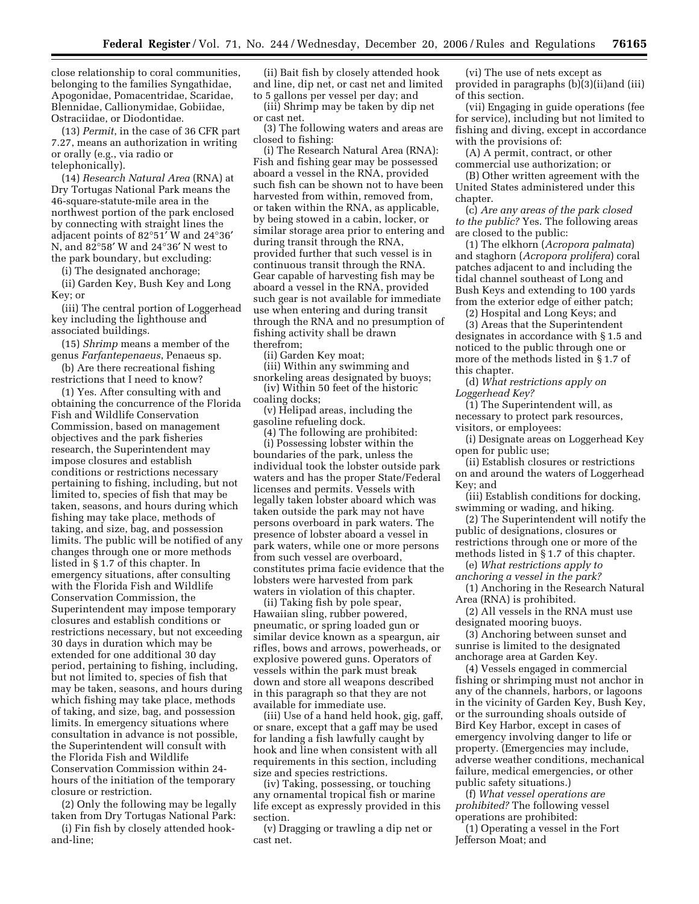close relationship to coral communities, belonging to the families Syngathidae, Apogonidae, Pomacentridae, Scaridae, Blennidae, Callionymidae, Gobiidae, Ostraciidae, or Diodontidae.

(13) *Permit*, in the case of 36 CFR part 7.27, means an authorization in writing or orally (e.g., via radio or telephonically).

(14) *Research Natural Area* (RNA) at Dry Tortugas National Park means the 46-square-statute-mile area in the northwest portion of the park enclosed by connecting with straight lines the adjacent points of 82°51′ W and 24°36′ N, and 82°58′ W and 24°36′ N west to the park boundary, but excluding:

(i) The designated anchorage;

(ii) Garden Key, Bush Key and Long Key; or

(iii) The central portion of Loggerhead key including the lighthouse and associated buildings.

(15) *Shrimp* means a member of the genus *Farfantepenaeus*, Penaeus sp.

(b) Are there recreational fishing restrictions that I need to know?

(1) Yes. After consulting with and obtaining the concurrence of the Florida Fish and Wildlife Conservation Commission, based on management objectives and the park fisheries research, the Superintendent may impose closures and establish conditions or restrictions necessary pertaining to fishing, including, but not limited to, species of fish that may be taken, seasons, and hours during which fishing may take place, methods of taking, and size, bag, and possession limits. The public will be notified of any changes through one or more methods listed in § 1.7 of this chapter. In emergency situations, after consulting with the Florida Fish and Wildlife Conservation Commission, the Superintendent may impose temporary closures and establish conditions or restrictions necessary, but not exceeding 30 days in duration which may be extended for one additional 30 day period, pertaining to fishing, including, but not limited to, species of fish that may be taken, seasons, and hours during which fishing may take place, methods of taking, and size, bag, and possession limits. In emergency situations where consultation in advance is not possible, the Superintendent will consult with the Florida Fish and Wildlife Conservation Commission within 24-hours of the initiation of the temporary closure or restriction.

(2) Only the following may be legally taken from Dry Tortugas National Park:

(i) Fin fish by closely attended hook-and-line;

(ii) Bait fish by closely attended hook and line, dip net, or cast net and limited to 5 gallons per vessel per day; and

(iii) Shrimp may be taken by dip net or cast net.

(3) The following waters and areas are closed to fishing:

(i) The Research Natural Area (RNA): Fish and fishing gear may be possessed aboard a vessel in the RNA, provided such fish can be shown not to have been harvested from within, removed from, or taken within the RNA, as applicable, by being stowed in a cabin, locker, or similar storage area prior to entering and during transit through the RNA, provided further that such vessel is in continuous transit through the RNA. Gear capable of harvesting fish may be aboard a vessel in the RNA, provided such gear is not available for immediate use when entering and during transit through the RNA and no presumption of fishing activity shall be drawn therefrom;

(ii) Garden Key moat;

(iii) Within any swimming and snorkeling areas designated by buoys;

(iv) Within 50 feet of the historic coaling docks;

(v) Helipad areas, including the gasoline refueling dock.

(4) The following are prohibited:

(i) Possessing lobster within the boundaries of the park, unless the individual took the lobster outside park waters and has the proper State/Federal licenses and permits. Vessels with legally taken lobster aboard which was taken outside the park may not have persons overboard in park waters. The presence of lobster aboard a vessel in park waters, while one or more persons from such vessel are overboard, constitutes prima facie evidence that the lobsters were harvested from park waters in violation of this chapter.

(ii) Taking fish by pole spear, Hawaiian sling, rubber powered, pneumatic, or spring loaded gun or similar device known as a speargun, air rifles, bows and arrows, powerheads, or explosive powered guns. Operators of vessels within the park must break down and store all weapons described in this paragraph so that they are not available for immediate use.

(iii) Use of a hand held hook, gig, gaff, or snare, except that a gaff may be used for landing a fish lawfully caught by hook and line when consistent with all requirements in this section, including size and species restrictions.

(iv) Taking, possessing, or touching any ornamental tropical fish or marine life except as expressly provided in this section.

(v) Dragging or trawling a dip net or cast net.

(vi) The use of nets except as provided in paragraphs (b)(3)(ii)and (iii) of this section.

(vii) Engaging in guide operations (fee for service), including but not limited to fishing and diving, except in accordance with the provisions of:

(A) A permit, contract, or other commercial use authorization; or

(B) Other written agreement with the United States administered under this chapter.

(c) *Are any areas of the park closed to the public?* Yes. The following areas are closed to the public:

(1) The elkhorn (*Acropora palmata*) and staghorn (*Acropora prolifera*) coral patches adjacent to and including the tidal channel southeast of Long and Bush Keys and extending to 100 yards from the exterior edge of either patch;

(2) Hospital and Long Keys; and

(3) Areas that the Superintendent designates in accordance with § 1.5 and noticed to the public through one or more of the methods listed in § 1.7 of this chapter.

(d) *What restrictions apply on Loggerhead Key?*

(1) The Superintendent will, as necessary to protect park resources, visitors, or employees:

(i) Designate areas on Loggerhead Key open for public use;

(ii) Establish closures or restrictions on and around the waters of Loggerhead Key; and

(iii) Establish conditions for docking, swimming or wading, and hiking.

(2) The Superintendent will notify the public of designations, closures or restrictions through one or more of the methods listed in § 1.7 of this chapter.

(e) *What restrictions apply to anchoring a vessel in the park?*

(1) Anchoring in the Research Natural Area (RNA) is prohibited.

(2) All vessels in the RNA must use designated mooring buoys.

(3) Anchoring between sunset and sunrise is limited to the designated anchorage area at Garden Key.

(4) Vessels engaged in commercial fishing or shrimping must not anchor in any of the channels, harbors, or lagoons in the vicinity of Garden Key, Bush Key, or the surrounding shoals outside of Bird Key Harbor, except in cases of emergency involving danger to life or property. (Emergencies may include, adverse weather conditions, mechanical failure, medical emergencies, or other public safety situations.)

(f) *What vessel operations are prohibited?* The following vessel operations are prohibited:

(1) Operating a vessel in the Fort Jefferson Moat; and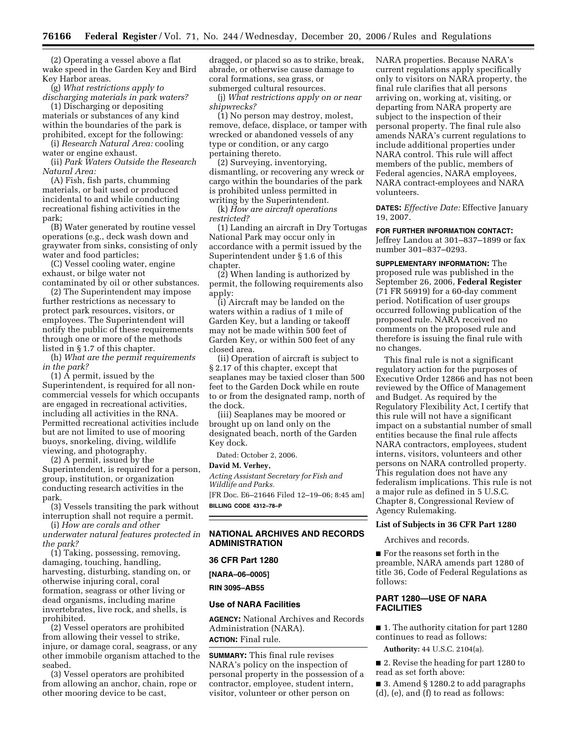(2) Operating a vessel above a flat wake speed in the Garden Key and Bird Key Harbor areas.

(g) *What restrictions apply to discharging materials in park waters?*

(1) Discharging or depositing materials or substances of any kind within the boundaries of the park is prohibited, except for the following:

(i) *Research Natural Area:* cooling water or engine exhaust.

(ii) *Park Waters Outside the Research Natural Area:*

(A) Fish, fish parts, chumming materials, or bait used or produced incidental to and while conducting recreational fishing activities in the park;

(B) Water generated by routine vessel operations (e.g., deck wash down and graywater from sinks, consisting of only water and food particles;

(C) Vessel cooling water, engine exhaust, or bilge water not contaminated by oil or other substances.

(2) The Superintendent may impose further restrictions as necessary to protect park resources, visitors, or employees. The Superintendent will notify the public of these requirements through one or more of the methods listed in § 1.7 of this chapter.

(h) *What are the permit requirements in the park?*

(1) A permit, issued by the Superintendent, is required for all non-commercial vessels for which occupants are engaged in recreational activities, including all activities in the RNA. Permitted recreational activities include but are not limited to use of mooring buoys, snorkeling, diving, wildlife viewing, and photography.

(2) A permit, issued by the Superintendent, is required for a person, group, institution, or organization conducting research activities in the park.

(3) Vessels transiting the park without interruption shall not require a permit.

(i) *How are corals and other underwater natural features protected in the park?*

(1) Taking, possessing, removing, damaging, touching, handling, harvesting, disturbing, standing on, or otherwise injuring coral, coral formation, seagrass or other living or dead organisms, including marine invertebrates, live rock, and shells, is prohibited.

(2) Vessel operators are prohibited from allowing their vessel to strike, injure, or damage coral, seagrass, or any other immobile organism attached to the seabed.

(3) Vessel operators are prohibited from allowing an anchor, chain, rope or other mooring device to be cast, dragged, or placed so as to strike, break, abrade, or otherwise cause damage to coral formations, sea grass, or submerged cultural resources.

(j) *What restrictions apply on or near shipwrecks?*

(1) No person may destroy, molest, remove, deface, displace, or tamper with wrecked or abandoned vessels of any type or condition, or any cargo pertaining thereto.

(2) Surveying, inventorying, dismantling, or recovering any wreck or cargo within the boundaries of the park is prohibited unless permitted in writing by the Superintendent.

(k) *How are aircraft operations restricted?*

(1) Landing an aircraft in Dry Tortugas National Park may occur only in accordance with a permit issued by the Superintendent under § 1.6 of this chapter.

(2) When landing is authorized by permit, the following requirements also apply:

(i) Aircraft may be landed on the waters within a radius of 1 mile of Garden Key, but a landing or takeoff may not be made within 500 feet of Garden Key, or within 500 feet of any closed area.

(ii) Operation of aircraft is subject to § 2.17 of this chapter, except that seaplanes may be taxied closer than 500 feet to the Garden Dock while en route to or from the designated ramp, north of the dock.

(iii) Seaplanes may be moored or brought up on land only on the designated beach, north of the Garden Key dock.

Dated: October 2, 2006.

**David M. Verhey,**

*Acting Assistant Secretary for Fish and Wildlife and Parks.*

[FR Doc. E6–21646 Filed 12–19–06; 8:45 am]

**BILLING CODE 4312–78–P**

## NATIONAL ARCHIVES AND RECORDS ADMINISTRATION

### 36 CFR Part 1280

**[NARA–06–0005]**

**RIN 3095–AB55**

### Use of NARA Facilities

**AGENCY:** National Archives and Records Administration (NARA).

**ACTION:** Final rule.

**SUMMARY:** This final rule revises NARA's policy on the inspection of personal property in the possession of a contractor, employee, student intern, visitor, volunteer or other person on NARA properties. Because NARA's current regulations apply specifically only to visitors on NARA property, the final rule clarifies that all persons arriving on, working at, visiting, or departing from NARA property are subject to the inspection of their personal property. The final rule also amends NARA's current regulations to include additional properties under NARA control. This rule will affect members of the public, members of Federal agencies, NARA employees, NARA contract-employees and NARA volunteers.

**DATES:** *Effective Date:* Effective January 19, 2007.

**FOR FURTHER INFORMATION CONTACT:** Jeffrey Landou at 301–837–1899 or fax number 301–837–0293.

**SUPPLEMENTARY INFORMATION:** The proposed rule was published in the September 26, 2006, **Federal Register** (71 FR 56919) for a 60-day comment period. Notification of user groups occurred following publication of the proposed rule. NARA received no comments on the proposed rule and therefore is issuing the final rule with no changes.

This final rule is not a significant regulatory action for the purposes of Executive Order 12866 and has not been reviewed by the Office of Management and Budget. As required by the Regulatory Flexibility Act, I certify that this rule will not have a significant impact on a substantial number of small entities because the final rule affects NARA contractors, employees, student interns, visitors, volunteers and other persons on NARA controlled property. This regulation does not have any federalism implications. This rule is not a major rule as defined in 5 U.S.C. Chapter 8, Congressional Review of Agency Rulemaking.

**List of Subjects in 36 CFR Part 1280**

Archives and records.

■ For the reasons set forth in the preamble, NARA amends part 1280 of title 36, Code of Federal Regulations as follows:

## PART 1280—USE OF NARA FACILITIES

■ 1. The authority citation for part 1280 continues to read as follows:

**Authority:** 44 U.S.C. 2104(a).

■ 2. Revise the heading for part 1280 to read as set forth above:

■ 3. Amend § 1280.2 to add paragraphs (d), (e), and (f) to read as follows: